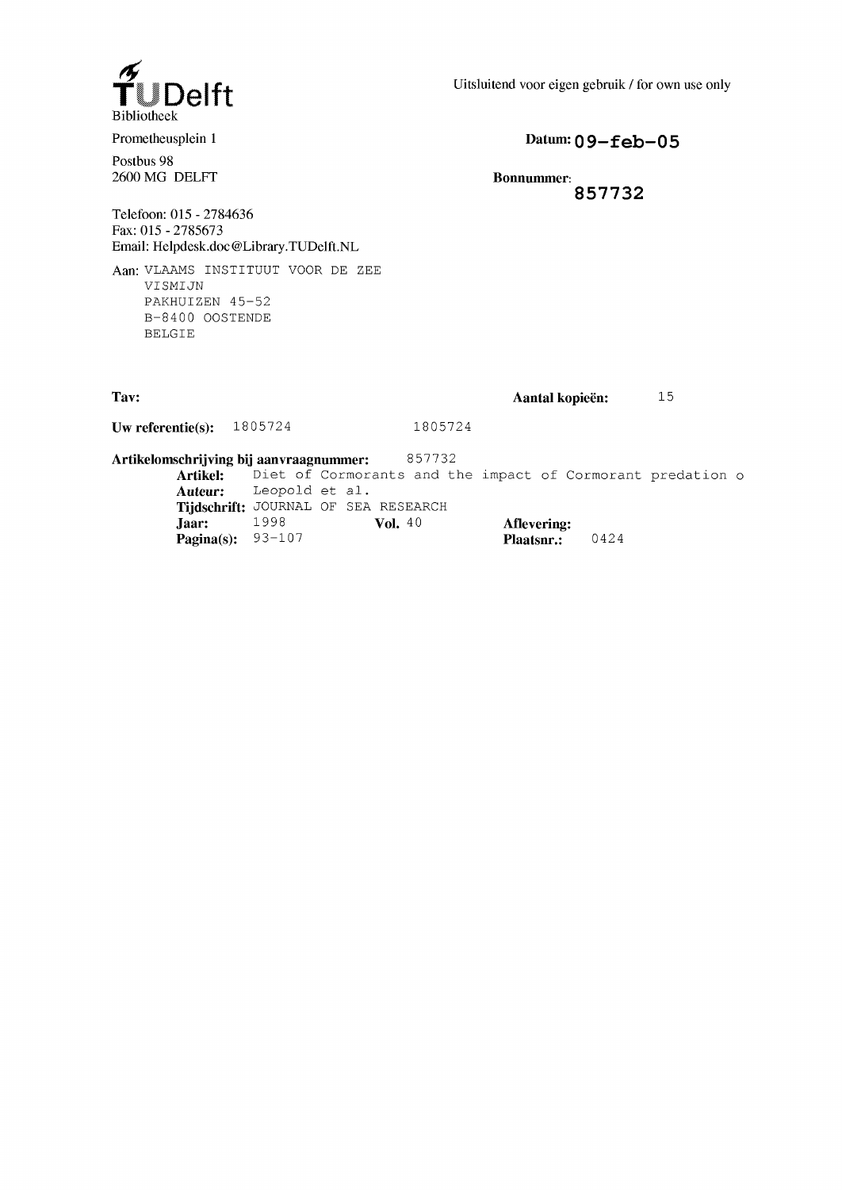TU Delft
Bibliotheek

Prometheusplein 1

Postbus 98
2600 MG DELFT

Telefoon: 015 - 2784636
Fax: 015 - 2785673
Email: Helpdesk.doc@Library.TUDelft.NL

Uitsluitend voor eigen gebruik / for own use only

**Datum:** 09-feb-05

**Bonnummer:** 857732

Aan: VLAAMS INSTITUUT VOOR DE ZEE
VISMIJN
PAKHUIZEN 45-52
B-8400 OOSTENDE
BELGIE

**Tav:**

**Aantal kopieën:** 15

**Uw referentie(s):** 1805724 1805724

**Artikelomschrijving bij aanvraagnummer:** 857732

**Artikel:** Diet of Cormorants and the impact of Cormorant predation o
**Auteur:** Leopold et al.
**Tijdschrift:** JOURNAL OF SEA RESEARCH
**Jaar:** 1998 **Vol.** 40 **Aflevering:**
**Pagina(s):** 93-107 **Plaatsnr.:** 0424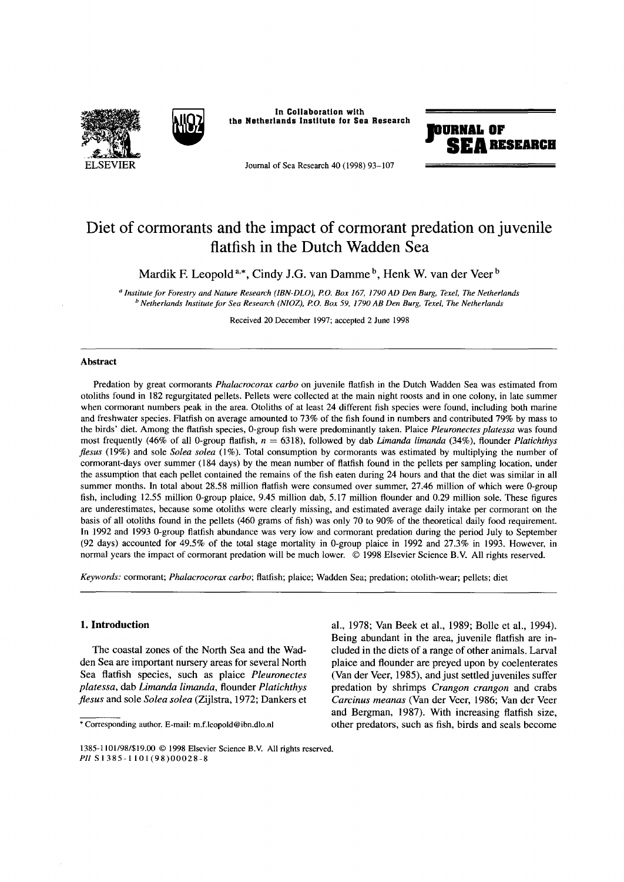# Diet of cormorants and the impact of cormorant predation on juvenile flatfish in the Dutch Wadden Sea

Mardik F. Leopold [a,*], Cindy J.G. van Damme [b], Henk W. van der Veer [b]

[a] *Institute for Forestry and Nature Research (IBN-DLO), P.O. Box 167, 1790 AD Den Burg, Texel, The Netherlands*
[b] *Netherlands Institute for Sea Research (NIOZ), P.O. Box 59, 1790 AB Den Burg, Texel, The Netherlands*

Received 20 December 1997; accepted 2 June 1998

## Abstract

Predation by great cormorants *Phalacrocorax carbo* on juvenile flatfish in the Dutch Wadden Sea was estimated from otoliths found in 182 regurgitated pellets. Pellets were collected at the main night roosts and in one colony, in late summer when cormorant numbers peak in the area. Otoliths of at least 24 different fish species were found, including both marine and freshwater species. Flatfish on average amounted to 73% of the fish found in numbers and contributed 79% by mass to the birds' diet. Among the flatfish species, 0-group fish were predominantly taken. Plaice *Pleuronectes platessa* was found most frequently (46% of all 0-group flatfish, $n = 6318$), followed by dab *Limanda limanda* (34%), flounder *Platichthys flesus* (19%) and sole *Solea solea* (1%). Total consumption by cormorants was estimated by multiplying the number of cormorant-days over summer (184 days) by the mean number of flatfish found in the pellets per sampling location, under the assumption that each pellet contained the remains of the fish eaten during 24 hours and that the diet was similar in all summer months. In total about 28.58 million flatfish were consumed over summer, 27.46 million of which were 0-group fish, including 12.55 million 0-group plaice, 9.45 million dab, 5.17 million flounder and 0.29 million sole. These figures are underestimates, because some otoliths were clearly missing, and estimated average daily intake per cormorant on the basis of all otoliths found in the pellets (460 grams of fish) was only 70 to 90% of the theoretical daily food requirement. In 1992 and 1993 0-group flatfish abundance was very low and cormorant predation during the period July to September (92 days) accounted for 49.5% of the total stage mortality in 0-group plaice in 1992 and 27.3% in 1993. However, in normal years the impact of cormorant predation will be much lower. © 1998 Elsevier Science B.V. All rights reserved.

*Keywords:* cormorant; *Phalacrocorax carbo*; flatfish; plaice; Wadden Sea; predation; otolith-wear; pellets; diet

## 1. Introduction

The coastal zones of the North Sea and the Wadden Sea are important nursery areas for several North Sea flatfish species, such as plaice *Pleuronectes platessa*, dab *Limanda limanda*, flounder *Platichthys flesus* and sole *Solea solea* (Zijlstra, 1972; Dankers et al., 1978; Van Beek et al., 1989; Bolle et al., 1994). Being abundant in the area, juvenile flatfish are included in the diets of a range of other animals. Larval plaice and flounder are preyed upon by coelenterates (Van der Veer, 1985), and just settled juveniles suffer predation by shrimps *Crangon crangon* and crabs *Carcinus meanas* (Van der Veer, 1986; Van der Veer and Bergman, 1987). With increasing flatfish size, other predators, such as fish, birds and seals become

* Corresponding author. E-mail: m.f.leopold@ibn.dlo.nl

1385-1101/98/$19.00 © 1998 Elsevier Science B.V. All rights reserved.
*PII* S1385-1101(98)00028-8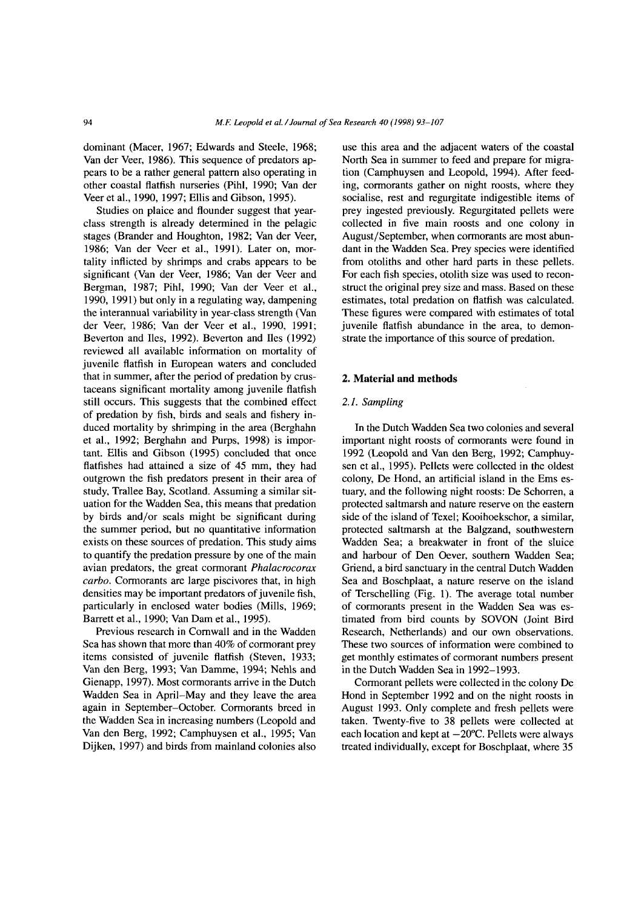dominant (Macer, 1967; Edwards and Steele, 1968; Van der Veer, 1986). This sequence of predators appears to be a rather general pattern also operating in other coastal flatfish nurseries (Pihl, 1990; Van der Veer et al., 1990, 1997; Ellis and Gibson, 1995).

Studies on plaice and flounder suggest that year-class strength is already determined in the pelagic stages (Brander and Houghton, 1982; Van der Veer, 1986; Van der Veer et al., 1991). Later on, mortality inflicted by shrimps and crabs appears to be significant (Van der Veer, 1986; Van der Veer and Bergman, 1987; Pihl, 1990; Van der Veer et al., 1990, 1991) but only in a regulating way, dampening the interannual variability in year-class strength (Van der Veer, 1986; Van der Veer et al., 1990, 1991; Beverton and Iles, 1992). Beverton and Iles (1992) reviewed all available information on mortality of juvenile flatfish in European waters and concluded that in summer, after the period of predation by crustaceans significant mortality among juvenile flatfish still occurs. This suggests that the combined effect of predation by fish, birds and seals and fishery induced mortality by shrimping in the area (Berghahn et al., 1992; Berghahn and Purps, 1998) is important. Ellis and Gibson (1995) concluded that once flatfishes had attained a size of 45 mm, they had outgrown the fish predators present in their area of study, Trallee Bay, Scotland. Assuming a similar situation for the Wadden Sea, this means that predation by birds and/or seals might be significant during the summer period, but no quantitative information exists on these sources of predation. This study aims to quantify the predation pressure by one of the main avian predators, the great cormorant *Phalacrocorax carbo*. Cormorants are large piscivores that, in high densities may be important predators of juvenile fish, particularly in enclosed water bodies (Mills, 1969; Barrett et al., 1990; Van Dam et al., 1995).

Previous research in Cornwall and in the Wadden Sea has shown that more than 40% of cormorant prey items consisted of juvenile flatfish (Steven, 1933; Van den Berg, 1993; Van Damme, 1994; Nehls and Gienapp, 1997). Most cormorants arrive in the Dutch Wadden Sea in April–May and they leave the area again in September–October. Cormorants breed in the Wadden Sea in increasing numbers (Leopold and Van den Berg, 1992; Camphuysen et al., 1995; Van Dijken, 1997) and birds from mainland colonies also use this area and the adjacent waters of the coastal North Sea in summer to feed and prepare for migration (Camphuysen and Leopold, 1994). After feeding, cormorants gather on night roosts, where they socialise, rest and regurgitate indigestible items of prey ingested previously. Regurgitated pellets were collected in five main roosts and one colony in August/September, when cormorants are most abundant in the Wadden Sea. Prey species were identified from otoliths and other hard parts in these pellets. For each fish species, otolith size was used to reconstruct the original prey size and mass. Based on these estimates, total predation on flatfish was calculated. These figures were compared with estimates of total juvenile flatfish abundance in the area, to demonstrate the importance of this source of predation.

## 2. Material and methods

### 2.1. Sampling

In the Dutch Wadden Sea two colonies and several important night roosts of cormorants were found in 1992 (Leopold and Van den Berg, 1992; Camphuysen et al., 1995). Pellets were collected in the oldest colony, De Hond, an artificial island in the Ems estuary, and the following night roosts: De Schorren, a protected saltmarsh and nature reserve on the eastern side of the island of Texel; Kooihoekschor, a similar, protected saltmarsh at the Balgzand, southwestern Wadden Sea; a breakwater in front of the sluice and harbour of Den Oever, southern Wadden Sea; Griend, a bird sanctuary in the central Dutch Wadden Sea and Boschplaat, a nature reserve on the island of Terschelling (Fig. 1). The average total number of cormorants present in the Wadden Sea was estimated from bird counts by SOVON (Joint Bird Research, Netherlands) and our own observations. These two sources of information were combined to get monthly estimates of cormorant numbers present in the Dutch Wadden Sea in 1992–1993.

Cormorant pellets were collected in the colony De Hond in September 1992 and on the night roosts in August 1993. Only complete and fresh pellets were taken. Twenty-five to 38 pellets were collected at each location and kept at −20°C. Pellets were always treated individually, except for Boschplaat, where 35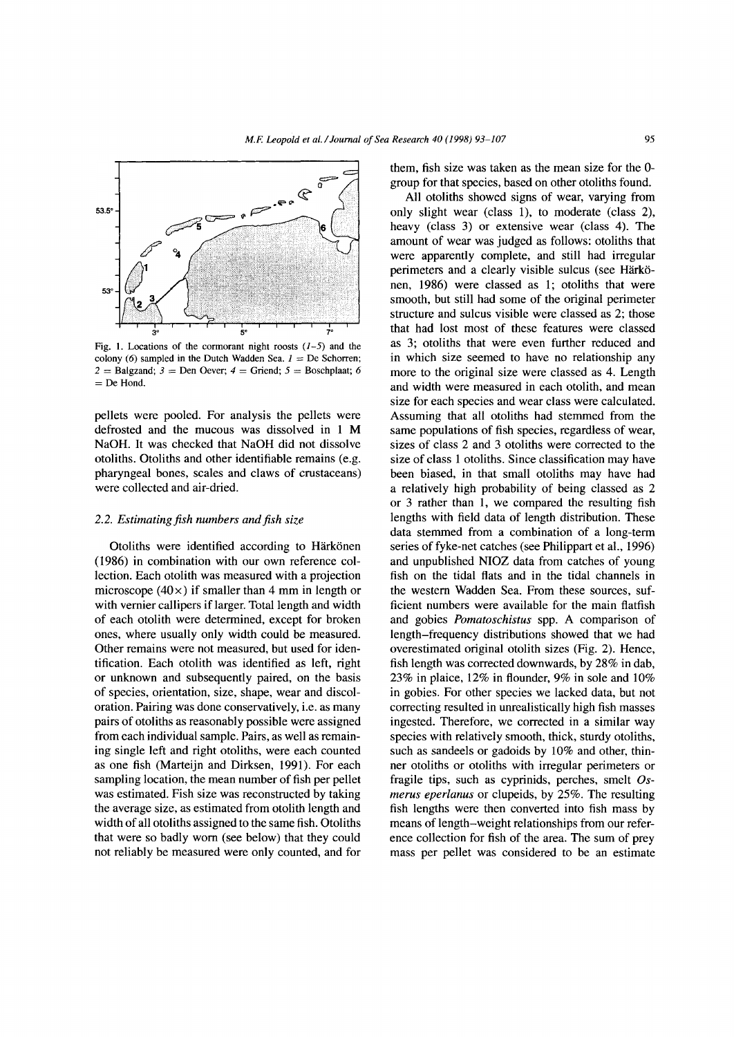Fig. 1. Locations of the cormorant night roosts (*1–5*) and the colony (*6*) sampled in the Dutch Wadden Sea. *1* = De Schorren; *2* = Balgzand; *3* = Den Oever; *4* = Griend; *5* = Boschplaat; *6* = De Hond.

pellets were pooled. For analysis the pellets were defrosted and the mucous was dissolved in 1 M NaOH. It was checked that NaOH did not dissolve otoliths. Otoliths and other identifiable remains (e.g. pharyngeal bones, scales and claws of crustaceans) were collected and air-dried.

### 2.2. Estimating fish numbers and fish size

Otoliths were identified according to Härkönen (1986) in combination with our own reference collection. Each otolith was measured with a projection microscope (40×) if smaller than 4 mm in length or with vernier callipers if larger. Total length and width of each otolith were determined, except for broken ones, where usually only width could be measured. Other remains were not measured, but used for identification. Each otolith was identified as left, right or unknown and subsequently paired, on the basis of species, orientation, size, shape, wear and discoloration. Pairing was done conservatively, i.e. as many pairs of otoliths as reasonably possible were assigned from each individual sample. Pairs, as well as remaining single left and right otoliths, were each counted as one fish (Marteijn and Dirksen, 1991). For each sampling location, the mean number of fish per pellet was estimated. Fish size was reconstructed by taking the average size, as estimated from otolith length and width of all otoliths assigned to the same fish. Otoliths that were so badly worn (see below) that they could not reliably be measured were only counted, and for them, fish size was taken as the mean size for the 0-group for that species, based on other otoliths found.

All otoliths showed signs of wear, varying from only slight wear (class 1), to moderate (class 2), heavy (class 3) or extensive wear (class 4). The amount of wear was judged as follows: otoliths that were apparently complete, and still had irregular perimeters and a clearly visible sulcus (see Härkönen, 1986) were classed as 1; otoliths that were smooth, but still had some of the original perimeter structure and sulcus visible were classed as 2; those that had lost most of these features were classed as 3; otoliths that were even further reduced and in which size seemed to have no relationship any more to the original size were classed as 4. Length and width were measured in each otolith, and mean size for each species and wear class were calculated. Assuming that all otoliths had stemmed from the same populations of fish species, regardless of wear, sizes of class 2 and 3 otoliths were corrected to the size of class 1 otoliths. Since classification may have been biased, in that small otoliths may have had a relatively high probability of being classed as 2 or 3 rather than 1, we compared the resulting fish lengths with field data of length distribution. These data stemmed from a combination of a long-term series of fyke-net catches (see Philippart et al., 1996) and unpublished NIOZ data from catches of young fish on the tidal flats and in the tidal channels in the western Wadden Sea. From these sources, sufficient numbers were available for the main flatfish and gobies *Pomatoschistus* spp. A comparison of length–frequency distributions showed that we had overestimated original otolith sizes (Fig. 2). Hence, fish length was corrected downwards, by 28% in dab, 23% in plaice, 12% in flounder, 9% in sole and 10% in gobies. For other species we lacked data, but not correcting resulted in unrealistically high fish masses ingested. Therefore, we corrected in a similar way species with relatively smooth, thick, sturdy otoliths, such as sandeels or gadoids by 10% and other, thinner otoliths or otoliths with irregular perimeters or fragile tips, such as cyprinids, perches, smelt *Osmerus eperlanus* or clupeids, by 25%. The resulting fish lengths were then converted into fish mass by means of length–weight relationships from our reference collection for fish of the area. The sum of prey mass per pellet was considered to be an estimate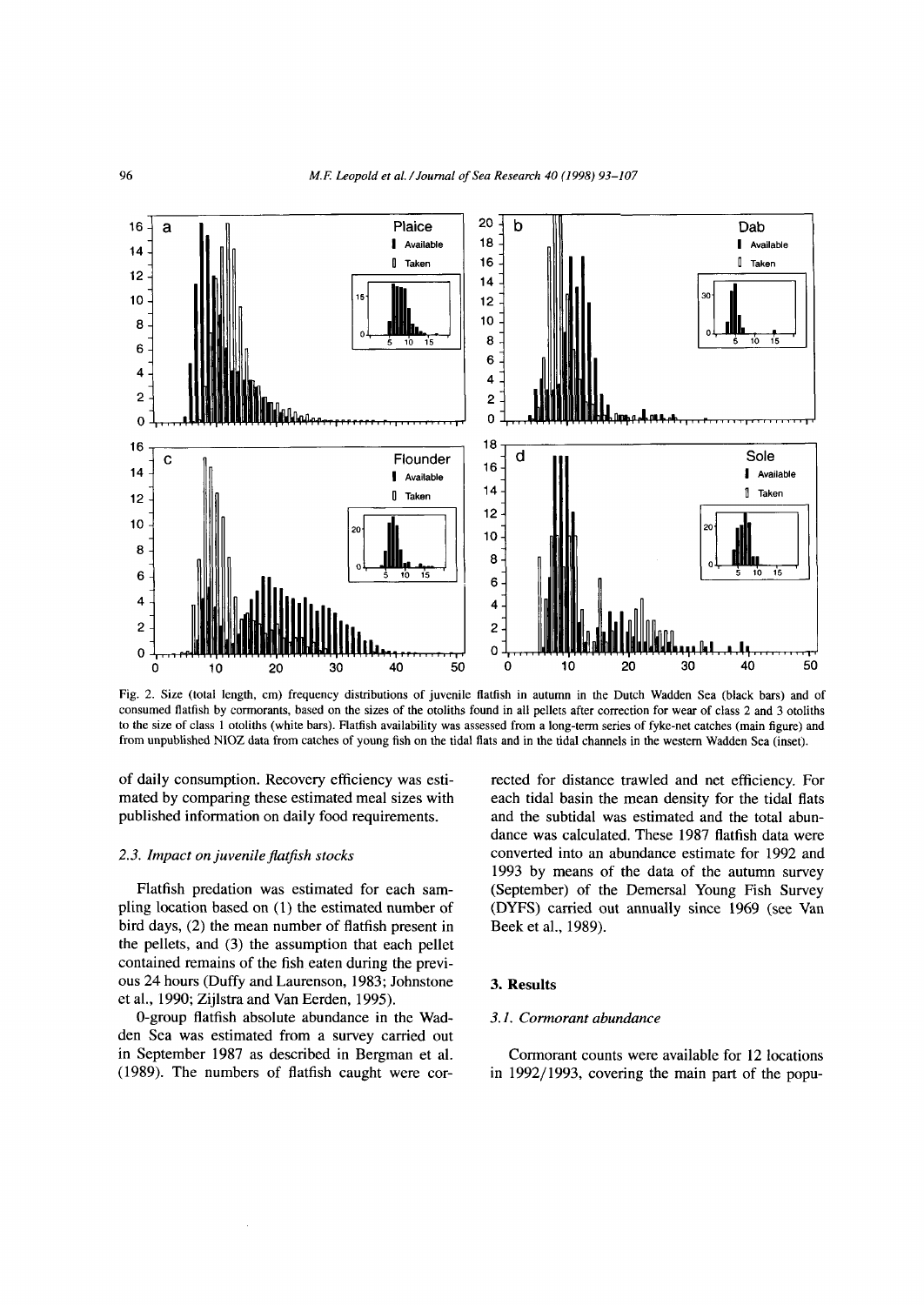Fig. 2. Size (total length, cm) frequency distributions of juvenile flatfish in autumn in the Dutch Wadden Sea (black bars) and of consumed flatfish by cormorants, based on the sizes of the otoliths found in all pellets after correction for wear of class 2 and 3 otoliths to the size of class 1 otoliths (white bars). Flatfish availability was assessed from a long-term series of fyke-net catches (main figure) and from unpublished NIOZ data from catches of young fish on the tidal flats and in the tidal channels in the western Wadden Sea (inset).

of daily consumption. Recovery efficiency was estimated by comparing these estimated meal sizes with published information on daily food requirements.

### *2.3. Impact on juvenile flatfish stocks*

Flatfish predation was estimated for each sampling location based on (1) the estimated number of bird days, (2) the mean number of flatfish present in the pellets, and (3) the assumption that each pellet contained remains of the fish eaten during the previous 24 hours (Duffy and Laurenson, 1983; Johnstone et al., 1990; Zijlstra and Van Eerden, 1995).

0-group flatfish absolute abundance in the Wadden Sea was estimated from a survey carried out in September 1987 as described in Bergman et al. (1989). The numbers of flatfish caught were corrected for distance trawled and net efficiency. For each tidal basin the mean density for the tidal flats and the subtidal was estimated and the total abundance was calculated. These 1987 flatfish data were converted into an abundance estimate for 1992 and 1993 by means of the data of the autumn survey (September) of the Demersal Young Fish Survey (DYFS) carried out annually since 1969 (see Van Beek et al., 1989).

## 3. Results

### *3.1. Cormorant abundance*

Cormorant counts were available for 12 locations in 1992/1993, covering the main part of the popu-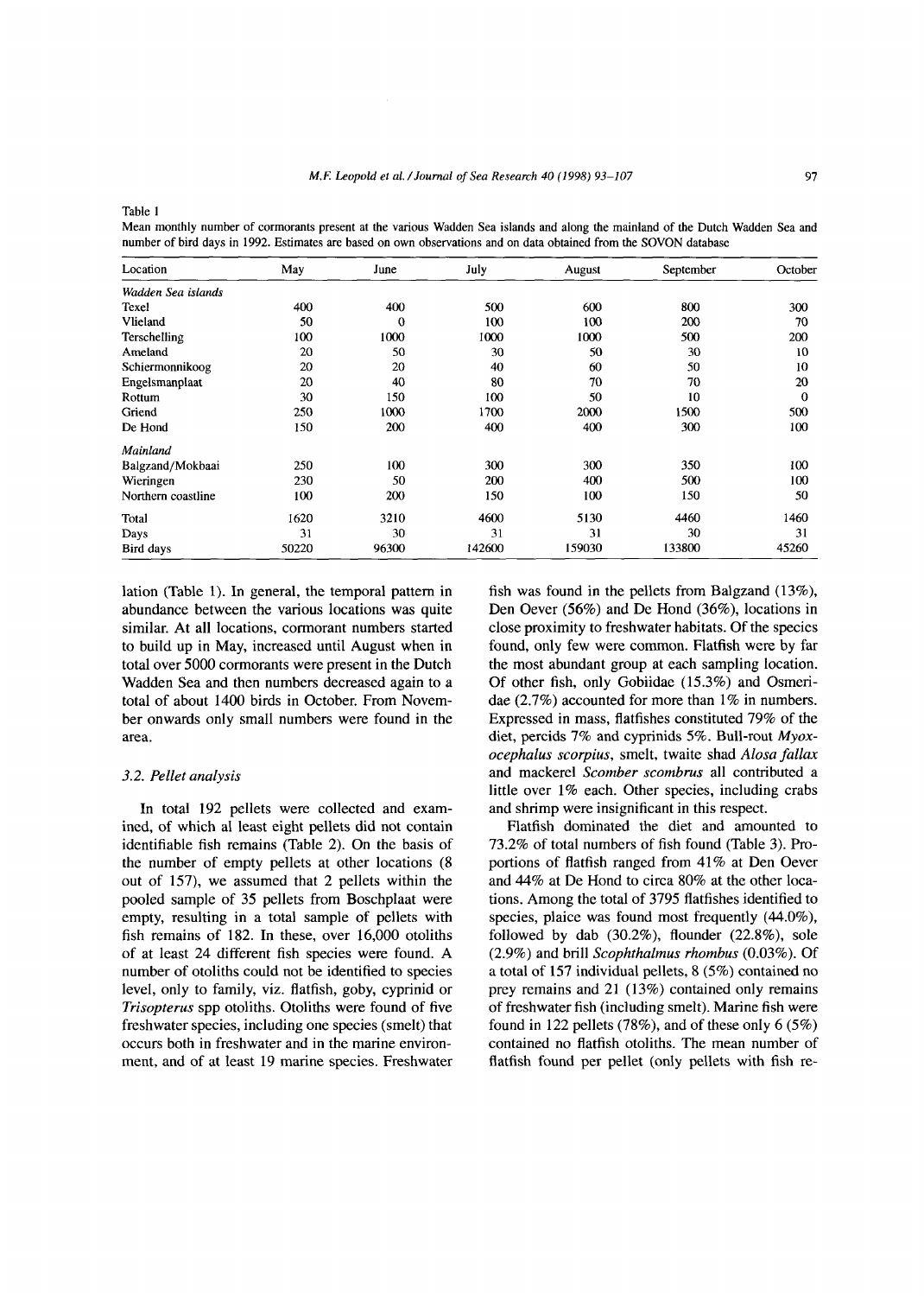Table 1

Mean monthly number of cormorants present at the various Wadden Sea islands and along the mainland of the Dutch Wadden Sea and number of bird days in 1992. Estimates are based on own observations and on data obtained from the SOVON database

| Location | May | June | July | August | September | October |
|---|---|---|---|---|---|---|
| *Wadden Sea islands* | | | | | | |
| Texel | 400 | 400 | 500 | 600 | 800 | 300 |
| Vlieland | 50 | 0 | 100 | 100 | 200 | 70 |
| Terschelling | 100 | 1000 | 1000 | 1000 | 500 | 200 |
| Ameland | 20 | 50 | 30 | 50 | 30 | 10 |
| Schiermonnikoog | 20 | 20 | 40 | 60 | 50 | 10 |
| Engelsmanplaat | 20 | 40 | 80 | 70 | 70 | 20 |
| Rottum | 30 | 150 | 100 | 50 | 10 | 0 |
| Griend | 250 | 1000 | 1700 | 2000 | 1500 | 500 |
| De Hond | 150 | 200 | 400 | 400 | 300 | 100 |
| *Mainland* | | | | | | |
| Balgzand/Mokbaai | 250 | 100 | 300 | 300 | 350 | 100 |
| Wieringen | 230 | 50 | 200 | 400 | 500 | 100 |
| Northern coastline | 100 | 200 | 150 | 100 | 150 | 50 |
| Total | 1620 | 3210 | 4600 | 5130 | 4460 | 1460 |
| Days | 31 | 30 | 31 | 31 | 30 | 31 |
| Bird days | 50220 | 96300 | 142600 | 159030 | 133800 | 45260 |

lation (Table 1). In general, the temporal pattern in abundance between the various locations was quite similar. At all locations, cormorant numbers started to build up in May, increased until August when in total over 5000 cormorants were present in the Dutch Wadden Sea and then numbers decreased again to a total of about 1400 birds in October. From November onwards only small numbers were found in the area.

### 3.2. Pellet analysis

In total 192 pellets were collected and examined, of which al least eight pellets did not contain identifiable fish remains (Table 2). On the basis of the number of empty pellets at other locations (8 out of 157), we assumed that 2 pellets within the pooled sample of 35 pellets from Boschplaat were empty, resulting in a total sample of pellets with fish remains of 182. In these, over 16,000 otoliths of at least 24 different fish species were found. A number of otoliths could not be identified to species level, only to family, viz. flatfish, goby, cyprinid or *Trisopterus* spp otoliths. Otoliths were found of five freshwater species, including one species (smelt) that occurs both in freshwater and in the marine environment, and of at least 19 marine species. Freshwater fish was found in the pellets from Balgzand (13%), Den Oever (56%) and De Hond (36%), locations in close proximity to freshwater habitats. Of the species found, only few were common. Flatfish were by far the most abundant group at each sampling location. Of other fish, only Gobiidae (15.3%) and Osmeridae (2.7%) accounted for more than 1% in numbers. Expressed in mass, flatfishes constituted 79% of the diet, percids 7% and cyprinids 5%. Bull-rout *Myoxocephalus scorpius*, smelt, twaite shad *Alosa fallax* and mackerel *Scomber scombrus* all contributed a little over 1% each. Other species, including crabs and shrimp were insignificant in this respect.

Flatfish dominated the diet and amounted to 73.2% of total numbers of fish found (Table 3). Proportions of flatfish ranged from 41% at Den Oever and 44% at De Hond to circa 80% at the other locations. Among the total of 3795 flatfishes identified to species, plaice was found most frequently (44.0%), followed by dab (30.2%), flounder (22.8%), sole (2.9%) and brill *Scophthalmus rhombus* (0.03%). Of a total of 157 individual pellets, 8 (5%) contained no prey remains and 21 (13%) contained only remains of freshwater fish (including smelt). Marine fish were found in 122 pellets (78%), and of these only 6 (5%) contained no flatfish otoliths. The mean number of flatfish found per pellet (only pellets with fish re-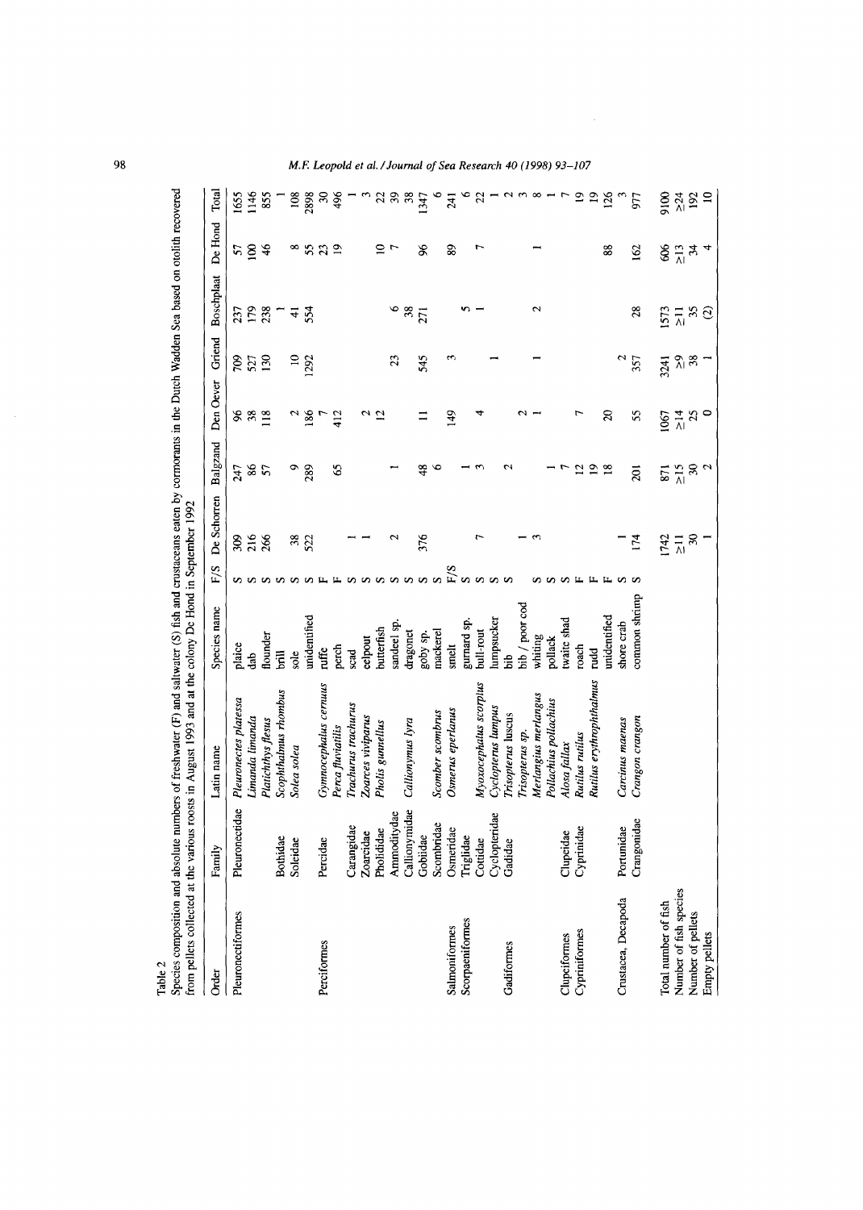Table 2
Species composition and absolute numbers of freshwater (F) and saltwater (S) fish and crustaceans eaten by cormorants in the Dutch Wadden Sea based on otolith recovered from pellets collected at the various roosts in August 1993 and at the colony De Hond in September 1992

| Order | Family | Latin name | Species name | F/S | De Schorren | Balgzand | Den Oever | Griend | Boschplaat | De Hond | Total |
|---|---|---|---|---|---|---|---|---|---|---|---|
| Pleuronectiformes | Pleuronectidae | *Pleuronectes platessa* | plaice | S | 309 | 247 | 96 | 709 | 237 | 57 | 1655 |
| | | *Limanda limanda* | dab | S | 216 | 86 | 38 | 527 | 179 | 100 | 1146 |
| | | *Platichthys flesus* | flounder | S | 266 | 57 | 118 | 130 | 238 | 46 | 855 |
| | Bothidae | *Scophthalmus rhombus* | brill | S | | | | | 1 | | 1 |
| | Soleidae | *Solea solea* | sole | S | 38 | 9 | 2 | 10 | 41 | 8 | 108 |
| | | | unidentified | S | 522 | 289 | 186 | 1292 | 554 | 55 | 2898 |
| Perciformes | Percidae | *Gymnocephalus cernuus* | ruffe | F | | | 7 | | | 23 | 30 |
| | | *Perca fluviatilis* | perch | F | | 65 | 412 | | | 19 | 496 |
| | Carangidae | *Trachurus trachurus* | scad | S | 1 | | | | | | 1 |
| | Zoarcidae | *Zoarces viviparus* | eelpout | S | 1 | | 2 | | | | 3 |
| | Pholididae | *Pholis gunnellus* | butterfish | S | | | 12 | | | 10 | 22 |
| | Ammodytidae | | sandeel sp. | S | 2 | 1 | | 23 | 6 | 7 | 39 |
| | Callionymidae | *Callionymus lyra* | dragonet | S | | | | | 38 | | 38 |
| | Gobiidae | | goby sp. | S | 376 | 48 | 11 | 545 | 271 | 96 | 1347 |
| | Scombridae | *Scomber scombrus* | mackerel | S | | 6 | | | | | 6 |
| Salmoniformes | Osmeridae | *Osmerus eperlanus* | smelt | F/S | | | 149 | 3 | | 89 | 241 |
| Scorpaeniformes | Triglidae | | gurnard sp. | S | | 1 | | | 5 | | 6 |
| | Cottidae | *Myoxocephalus scorpius* | bull-rout | S | 7 | 3 | 4 | | 1 | 7 | 22 |
| | Cyclopteridae | *Cyclopterus lumpus* | lumpsucker | S | | | | 1 | | | 1 |
| Gadiformes | Gadidae | *Trisopterus luscus* | bib | S | | 2 | | | | | 2 |
| | | *Trisopterus sp.* | bib / poor cod | | 1 | | 2 | | | | 3 |
| | | *Merlangius merlangus* | whiting | S | 3 | | 1 | 1 | 2 | 1 | 8 |
| | | *Pollachius pollachius* | pollack | S | | 1 | | | | | 1 |
| Clupeiformes | Clupeidae | *Alosa fallax* | twaite shad | S | | 7 | | | | | 7 |
| Cypriniformes | Cyprinidae | *Rutilus rutilus* | roach | F | | 12 | 7 | | | | 19 |
| | | *Rutilus erythrophthalmus* | rudd | F | | 19 | | | | | 19 |
| | | | unidentified | F | | 18 | 20 | | | 88 | 126 |
| Crustacea, Decapoda | Portunidae | *Carcinus maenas* | shore crab | S | 1 | | | 2 | | | 3 |
| | Crangonidae | *Crangon crangon* | common shrimp | S | 174 | 201 | 55 | 357 | 28 | 162 | 977 |
| Total number of fish | | | | | 1742 | 871 | 1067 | 3241 | 1573 | 606 | 9100 |
| Number of fish species | | | | | ≥11 | ≥15 | ≥14 | ≥9 | ≥11 | ≥13 | ≥24 |
| Number of pellets | | | | | 30 | 30 | 25 | 38 | 35 | 34 | 192 |
| Empty pellets | | | | | 1 | 2 | 0 | 1 | (2) | 4 | 10 |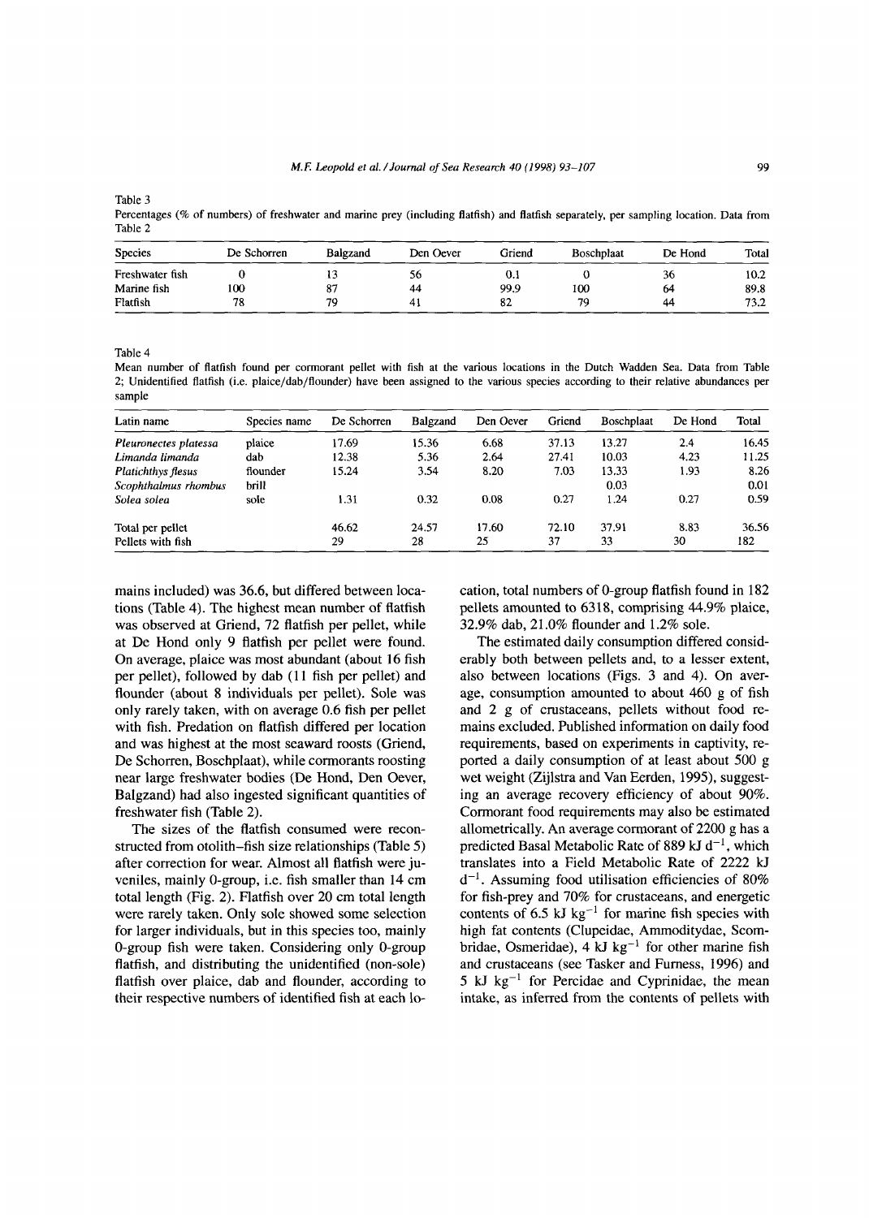Table 3
Percentages (% of numbers) of freshwater and marine prey (including flatfish) and flatfish separately, per sampling location. Data from Table 2

| Species | De Schorren | Balgzand | Den Oever | Griend | Boschplaat | De Hond | Total |
|---|---|---|---|---|---|---|---|
| Freshwater fish | 0 | 13 | 56 | 0.1 | 0 | 36 | 10.2 |
| Marine fish | 100 | 87 | 44 | 99.9 | 100 | 64 | 89.8 |
| Flatfish | 78 | 79 | 41 | 82 | 79 | 44 | 73.2 |

Table 4
Mean number of flatfish found per cormorant pellet with fish at the various locations in the Dutch Wadden Sea. Data from Table 2; Unidentified flatfish (i.e. plaice/dab/flounder) have been assigned to the various species according to their relative abundances per sample

| Latin name | Species name | De Schorren | Balgzand | Den Oever | Griend | Boschplaat | De Hond | Total |
|---|---|---|---|---|---|---|---|---|
| *Pleuronectes platessa* | plaice | 17.69 | 15.36 | 6.68 | 37.13 | 13.27 | 2.4 | 16.45 |
| *Limanda limanda* | dab | 12.38 | 5.36 | 2.64 | 27.41 | 10.03 | 4.23 | 11.25 |
| *Platichthys flesus* | flounder | 15.24 | 3.54 | 8.20 | 7.03 | 13.33 | 1.93 | 8.26 |
| *Scophthalmus rhombus* | brill | | | | | 0.03 | | 0.01 |
| *Solea solea* | sole | 1.31 | 0.32 | 0.08 | 0.27 | 1.24 | 0.27 | 0.59 |
| Total per pellet | | 46.62 | 24.57 | 17.60 | 72.10 | 37.91 | 8.83 | 36.56 |
| Pellets with fish | | 29 | 28 | 25 | 37 | 33 | 30 | 182 |

mains included) was 36.6, but differed between locations (Table 4). The highest mean number of flatfish was observed at Griend, 72 flatfish per pellet, while at De Hond only 9 flatfish per pellet were found. On average, plaice was most abundant (about 16 fish per pellet), followed by dab (11 fish per pellet) and flounder (about 8 individuals per pellet). Sole was only rarely taken, with on average 0.6 fish per pellet with fish. Predation on flatfish differed per location and was highest at the most seaward roosts (Griend, De Schorren, Boschplaat), while cormorants roosting near large freshwater bodies (De Hond, Den Oever, Balgzand) had also ingested significant quantities of freshwater fish (Table 2).

The sizes of the flatfish consumed were reconstructed from otolith–fish size relationships (Table 5) after correction for wear. Almost all flatfish were juveniles, mainly 0-group, i.e. fish smaller than 14 cm total length (Fig. 2). Flatfish over 20 cm total length were rarely taken. Only sole showed some selection for larger individuals, but in this species too, mainly 0-group fish were taken. Considering only 0-group flatfish, and distributing the unidentified (non-sole) flatfish over plaice, dab and flounder, according to their respective numbers of identified fish at each location, total numbers of 0-group flatfish found in 182 pellets amounted to 6318, comprising 44.9% plaice, 32.9% dab, 21.0% flounder and 1.2% sole.

The estimated daily consumption differed considerably both between pellets and, to a lesser extent, also between locations (Figs. 3 and 4). On average, consumption amounted to about 460 g of fish and 2 g of crustaceans, pellets without food remains excluded. Published information on daily food requirements, based on experiments in captivity, reported a daily consumption of at least about 500 g wet weight (Zijlstra and Van Eerden, 1995), suggesting an average recovery efficiency of about 90%. Cormorant food requirements may also be estimated allometrically. An average cormorant of 2200 g has a predicted Basal Metabolic Rate of 889 kJ $d^{-1}$, which translates into a Field Metabolic Rate of 2222 kJ $d^{-1}$. Assuming food utilisation efficiencies of 80% for fish-prey and 70% for crustaceans, and energetic contents of 6.5 kJ $kg^{-1}$ for marine fish species with high fat contents (Clupeidae, Ammoditydae, Scombridae, Osmeridae), 4 kJ $kg^{-1}$ for other marine fish and crustaceans (see Tasker and Furness, 1996) and 5 kJ $kg^{-1}$ for Percidae and Cyprinidae, the mean intake, as inferred from the contents of pellets with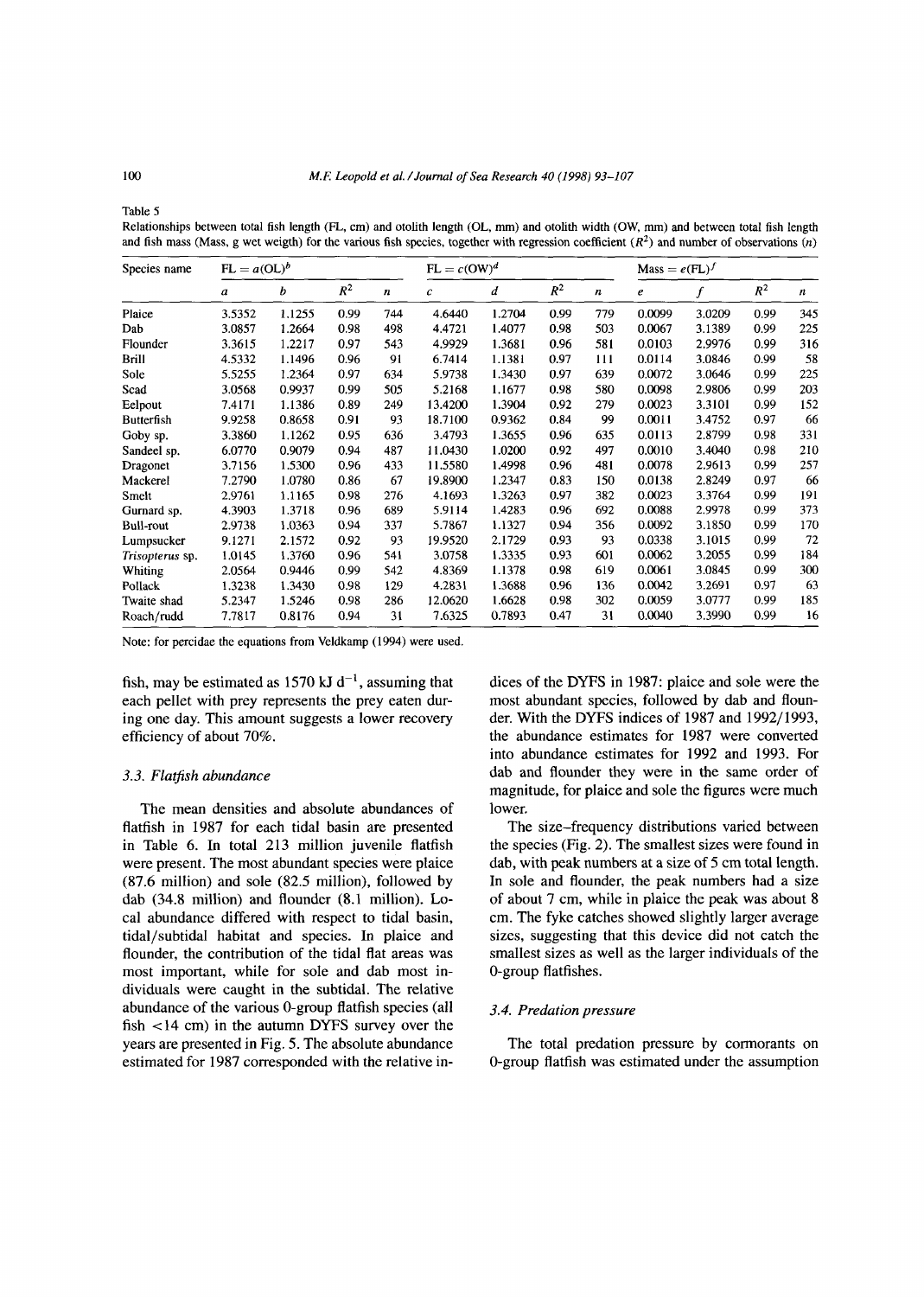Table 5

Relationships between total fish length (FL, cm) and otolith length (OL, mm) and otolith width (OW, mm) and between total fish length and fish mass (Mass, g wet weigth) for the various fish species, together with regression coefficient ($R^2$) and number of observations ($n$)

| Species name | $FL = a(OL)^b$ | | | | $FL = c(OW)^d$ | | | | $Mass = e(FL)^f$ | | | |
|---|---|---|---|---|---|---|---|---|---|---|---|---|
| | $a$ | $b$ | $R^2$ | $n$ | $c$ | $d$ | $R^2$ | $n$ | $e$ | $f$ | $R^2$ | $n$ |
| Plaice | 3.5352 | 1.1255 | 0.99 | 744 | 4.6440 | 1.2704 | 0.99 | 779 | 0.0099 | 3.0209 | 0.99 | 345 |
| Dab | 3.0857 | 1.2664 | 0.98 | 498 | 4.4721 | 1.4077 | 0.98 | 503 | 0.0067 | 3.1389 | 0.99 | 225 |
| Flounder | 3.3615 | 1.2217 | 0.97 | 543 | 4.9929 | 1.3681 | 0.96 | 581 | 0.0103 | 2.9976 | 0.99 | 316 |
| Brill | 4.5332 | 1.1496 | 0.96 | 91 | 6.7414 | 1.1381 | 0.97 | 111 | 0.0114 | 3.0846 | 0.99 | 58 |
| Sole | 5.5255 | 1.2364 | 0.97 | 634 | 5.9738 | 1.3430 | 0.97 | 639 | 0.0072 | 3.0646 | 0.99 | 225 |
| Scad | 3.0568 | 0.9937 | 0.99 | 505 | 5.2168 | 1.1677 | 0.98 | 580 | 0.0098 | 2.9806 | 0.99 | 203 |
| Eelpout | 7.4171 | 1.1386 | 0.89 | 249 | 13.4200 | 1.3904 | 0.92 | 279 | 0.0023 | 3.3101 | 0.99 | 152 |
| Butterfish | 9.9258 | 0.8658 | 0.91 | 93 | 18.7100 | 0.9362 | 0.84 | 99 | 0.0011 | 3.4752 | 0.97 | 66 |
| Goby sp. | 3.3860 | 1.1262 | 0.95 | 636 | 3.4793 | 1.3655 | 0.96 | 635 | 0.0113 | 2.8799 | 0.98 | 331 |
| Sandeel sp. | 6.0770 | 0.9079 | 0.94 | 487 | 11.0430 | 1.0200 | 0.92 | 497 | 0.0010 | 3.4040 | 0.98 | 210 |
| Dragonet | 3.7156 | 1.5300 | 0.96 | 433 | 11.5580 | 1.4998 | 0.96 | 481 | 0.0078 | 2.9613 | 0.99 | 257 |
| Mackerel | 7.2790 | 1.0780 | 0.86 | 67 | 19.8900 | 1.2347 | 0.83 | 150 | 0.0138 | 2.8249 | 0.97 | 66 |
| Smelt | 2.9761 | 1.1165 | 0.98 | 276 | 4.1693 | 1.3263 | 0.97 | 382 | 0.0023 | 3.3764 | 0.99 | 191 |
| Gurnard sp. | 4.3903 | 1.3718 | 0.96 | 689 | 5.9114 | 1.4283 | 0.96 | 692 | 0.0088 | 2.9978 | 0.99 | 373 |
| Bull-rout | 2.9738 | 1.0363 | 0.94 | 337 | 5.7867 | 1.1327 | 0.94 | 356 | 0.0092 | 3.1850 | 0.99 | 170 |
| Lumpsucker | 9.1271 | 2.1572 | 0.92 | 93 | 19.9520 | 2.1729 | 0.93 | 93 | 0.0338 | 3.1015 | 0.99 | 72 |
| *Trisopterus* sp. | 1.0145 | 1.3760 | 0.96 | 541 | 3.0758 | 1.3335 | 0.93 | 601 | 0.0062 | 3.2055 | 0.99 | 184 |
| Whiting | 2.0564 | 0.9446 | 0.99 | 542 | 4.8369 | 1.1378 | 0.98 | 619 | 0.0061 | 3.0845 | 0.99 | 300 |
| Pollack | 1.3238 | 1.3430 | 0.98 | 129 | 4.2831 | 1.3688 | 0.96 | 136 | 0.0042 | 3.2691 | 0.97 | 63 |
| Twaite shad | 5.2347 | 1.5246 | 0.98 | 286 | 12.0620 | 1.6628 | 0.98 | 302 | 0.0059 | 3.0777 | 0.99 | 185 |
| Roach/rudd | 7.7817 | 0.8176 | 0.94 | 31 | 7.6325 | 0.7893 | 0.47 | 31 | 0.0040 | 3.3990 | 0.99 | 16 |

Note: for percidae the equations from Veldkamp (1994) were used.

fish, may be estimated as 1570 kJ $d^{-1}$, assuming that each pellet with prey represents the prey eaten during one day. This amount suggests a lower recovery efficiency of about 70%.

### 3.3. Flatfish abundance

The mean densities and absolute abundances of flatfish in 1987 for each tidal basin are presented in Table 6. In total 213 million juvenile flatfish were present. The most abundant species were plaice (87.6 million) and sole (82.5 million), followed by dab (34.8 million) and flounder (8.1 million). Local abundance differed with respect to tidal basin, tidal/subtidal habitat and species. In plaice and flounder, the contribution of the tidal flat areas was most important, while for sole and dab most individuals were caught in the subtidal. The relative abundance of the various 0-group flatfish species (all fish <14 cm) in the autumn DYFS survey over the years are presented in Fig. 5. The absolute abundance estimated for 1987 corresponded with the relative indices of the DYFS in 1987: plaice and sole were the most abundant species, followed by dab and flounder. With the DYFS indices of 1987 and 1992/1993, the abundance estimates for 1987 were converted into abundance estimates for 1992 and 1993. For dab and flounder they were in the same order of magnitude, for plaice and sole the figures were much lower.

The size–frequency distributions varied between the species (Fig. 2). The smallest sizes were found in dab, with peak numbers at a size of 5 cm total length. In sole and flounder, the peak numbers had a size of about 7 cm, while in plaice the peak was about 8 cm. The fyke catches showed slightly larger average sizes, suggesting that this device did not catch the smallest sizes as well as the larger individuals of the 0-group flatfishes.

### 3.4. Predation pressure

The total predation pressure by cormorants on 0-group flatfish was estimated under the assumption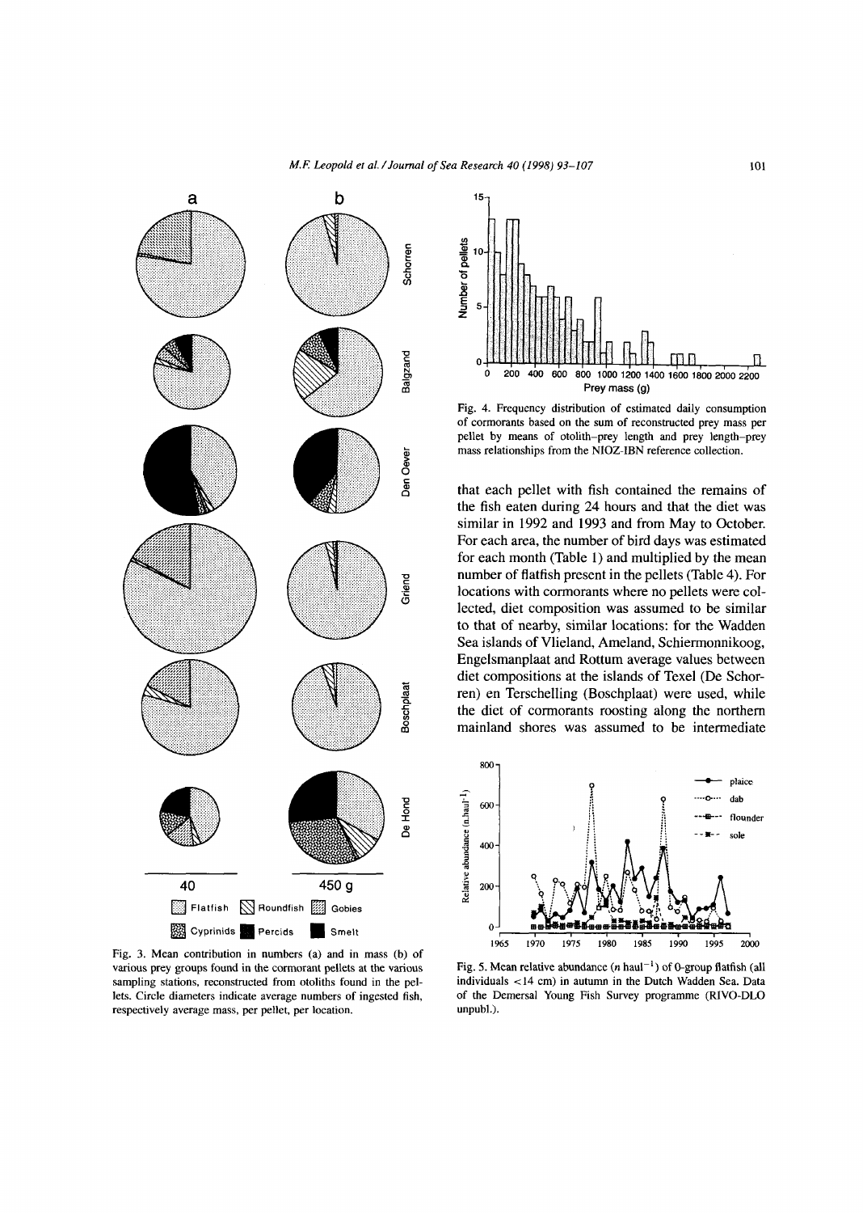Fig. 3. Mean contribution in numbers (a) and in mass (b) of various prey groups found in the cormorant pellets at the various sampling stations, reconstructed from otoliths found in the pellets. Circle diameters indicate average numbers of ingested fish, respectively average mass, per pellet, per location.

Fig. 4. Frequency distribution of estimated daily consumption of cormorants based on the sum of reconstructed prey mass per pellet by means of otolith–prey length and prey length–prey mass relationships from the NIOZ-IBN reference collection.

that each pellet with fish contained the remains of the fish eaten during 24 hours and that the diet was similar in 1992 and 1993 and from May to October. For each area, the number of bird days was estimated for each month (Table 1) and multiplied by the mean number of flatfish present in the pellets (Table 4). For locations with cormorants where no pellets were collected, diet composition was assumed to be similar to that of nearby, similar locations: for the Wadden Sea islands of Vlieland, Ameland, Schiermonnikoog, Engelsmanplaat and Rottum average values between diet compositions at the islands of Texel (De Schorren) en Terschelling (Boschplaat) were used, while the diet of cormorants roosting along the northern mainland shores was assumed to be intermediate

Fig. 5. Mean relative abundance ($n$ haul$^{-1}$) of 0-group flatfish (all individuals <14 cm) in autumn in the Dutch Wadden Sea. Data of the Demersal Young Fish Survey programme (RIVO-DLO unpubl.).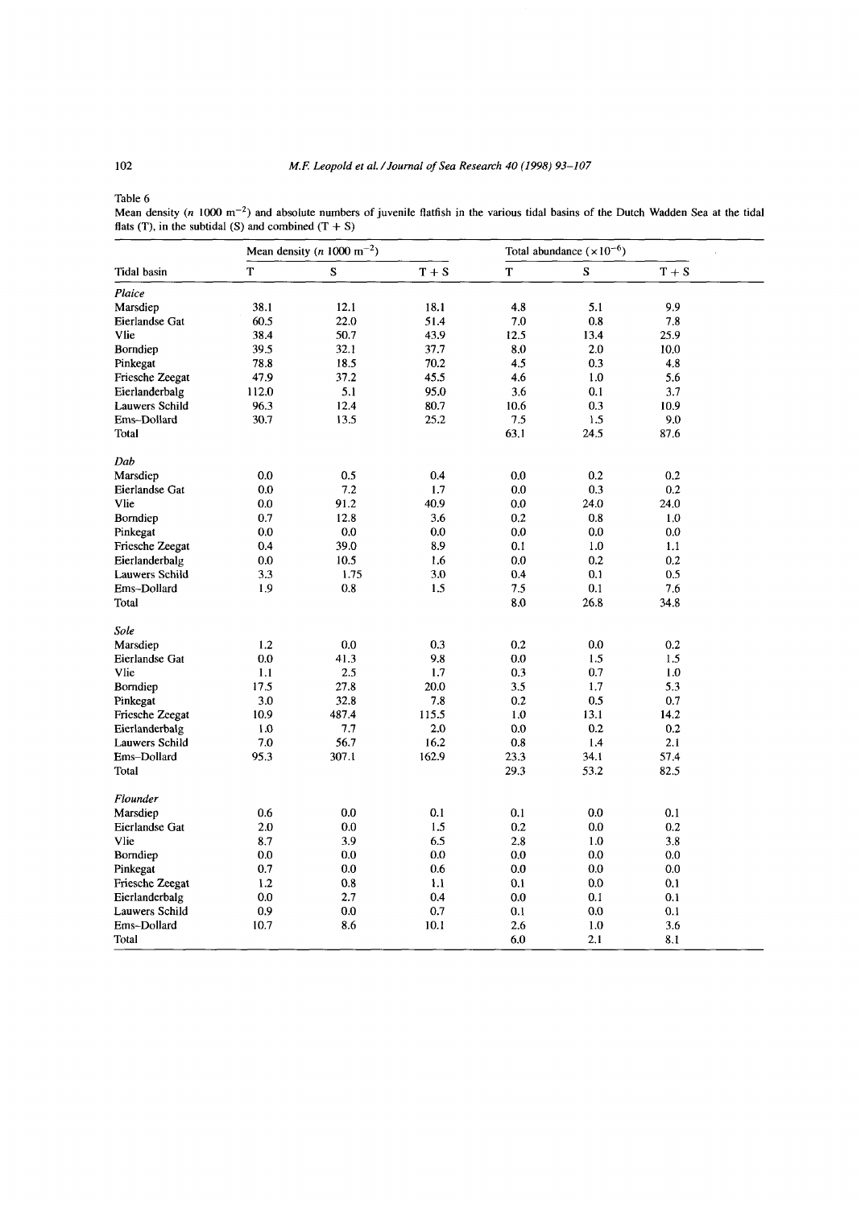Table 6

Mean density ($n$ 1000 m$^{-2}$) and absolute numbers of juvenile flatfish in the various tidal basins of the Dutch Wadden Sea at the tidal flats (T), in the subtidal (S) and combined (T + S)

| Tidal basin | Mean density ($n$ 1000 m$^{-2}$) | | | Total abundance ($\times 10^{-6}$) | | |
|---|---|---|---|---|---|---|
| | T | S | T + S | T | S | T + S |
| *Plaice* | | | | | | |
| Marsdiep | 38.1 | 12.1 | 18.1 | 4.8 | 5.1 | 9.9 |
| Eierlandse Gat | 60.5 | 22.0 | 51.4 | 7.0 | 0.8 | 7.8 |
| Vlie | 38.4 | 50.7 | 43.9 | 12.5 | 13.4 | 25.9 |
| Borndiep | 39.5 | 32.1 | 37.7 | 8.0 | 2.0 | 10.0 |
| Pinkegat | 78.8 | 18.5 | 70.2 | 4.5 | 0.3 | 4.8 |
| Friesche Zeegat | 47.9 | 37.2 | 45.5 | 4.6 | 1.0 | 5.6 |
| Eierlanderbalg | 112.0 | 5.1 | 95.0 | 3.6 | 0.1 | 3.7 |
| Lauwers Schild | 96.3 | 12.4 | 80.7 | 10.6 | 0.3 | 10.9 |
| Ems–Dollard | 30.7 | 13.5 | 25.2 | 7.5 | 1.5 | 9.0 |
| Total | | | | 63.1 | 24.5 | 87.6 |
| *Dab* | | | | | | |
| Marsdiep | 0.0 | 0.5 | 0.4 | 0.0 | 0.2 | 0.2 |
| Eierlandse Gat | 0.0 | 7.2 | 1.7 | 0.0 | 0.3 | 0.2 |
| Vlie | 0.0 | 91.2 | 40.9 | 0.0 | 24.0 | 24.0 |
| Borndiep | 0.7 | 12.8 | 3.6 | 0.2 | 0.8 | 1.0 |
| Pinkegat | 0.0 | 0.0 | 0.0 | 0.0 | 0.0 | 0.0 |
| Friesche Zeegat | 0.4 | 39.0 | 8.9 | 0.1 | 1.0 | 1.1 |
| Eierlanderbalg | 0.0 | 10.5 | 1.6 | 0.0 | 0.2 | 0.2 |
| Lauwers Schild | 3.3 | 1.75 | 3.0 | 0.4 | 0.1 | 0.5 |
| Ems–Dollard | 1.9 | 0.8 | 1.5 | 7.5 | 0.1 | 7.6 |
| Total | | | | 8.0 | 26.8 | 34.8 |
| *Sole* | | | | | | |
| Marsdiep | 1.2 | 0.0 | 0.3 | 0.2 | 0.0 | 0.2 |
| Eierlandse Gat | 0.0 | 41.3 | 9.8 | 0.0 | 1.5 | 1.5 |
| Vlie | 1.1 | 2.5 | 1.7 | 0.3 | 0.7 | 1.0 |
| Borndiep | 17.5 | 27.8 | 20.0 | 3.5 | 1.7 | 5.3 |
| Pinkegat | 3.0 | 32.8 | 7.8 | 0.2 | 0.5 | 0.7 |
| Friesche Zeegat | 10.9 | 487.4 | 115.5 | 1.0 | 13.1 | 14.2 |
| Eierlanderbalg | 1.0 | 7.7 | 2.0 | 0.0 | 0.2 | 0.2 |
| Lauwers Schild | 7.0 | 56.7 | 16.2 | 0.8 | 1.4 | 2.1 |
| Ems–Dollard | 95.3 | 307.1 | 162.9 | 23.3 | 34.1 | 57.4 |
| Total | | | | 29.3 | 53.2 | 82.5 |
| *Flounder* | | | | | | |
| Marsdiep | 0.6 | 0.0 | 0.1 | 0.1 | 0.0 | 0.1 |
| Eierlandse Gat | 2.0 | 0.0 | 1.5 | 0.2 | 0.0 | 0.2 |
| Vlie | 8.7 | 3.9 | 6.5 | 2.8 | 1.0 | 3.8 |
| Borndiep | 0.0 | 0.0 | 0.0 | 0.0 | 0.0 | 0.0 |
| Pinkegat | 0.7 | 0.0 | 0.6 | 0.0 | 0.0 | 0.0 |
| Friesche Zeegat | 1.2 | 0.8 | 1.1 | 0.1 | 0.0 | 0.1 |
| Eierlanderbalg | 0.0 | 2.7 | 0.4 | 0.0 | 0.1 | 0.1 |
| Lauwers Schild | 0.9 | 0.0 | 0.7 | 0.1 | 0.0 | 0.1 |
| Ems–Dollard | 10.7 | 8.6 | 10.1 | 2.6 | 1.0 | 3.6 |
| Total | | | | 6.0 | 2.1 | 8.1 |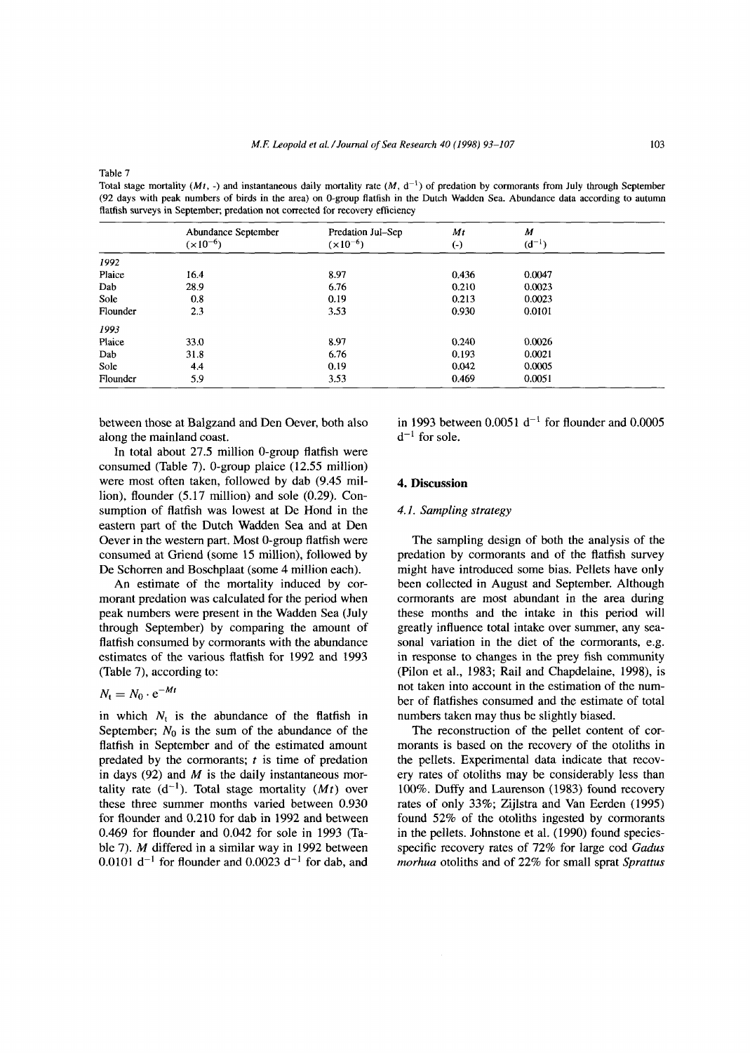Table 7

Total stage mortality ($Mt$, -) and instantaneous daily mortality rate ($M$, $d^{-1}$) of predation by cormorants from July through September (92 days with peak numbers of birds in the area) on 0-group flatfish in the Dutch Wadden Sea. Abundance data according to autumn flatfish surveys in September; predation not corrected for recovery efficiency

| | Abundance September ($\times 10^{-6}$) | Predation Jul–Sep ($\times 10^{-6}$) | $Mt$ (-) | $M$ ($d^{-1}$) |
|---|---|---|---|---|
| *1992* | | | | |
| Plaice | 16.4 | 8.97 | 0.436 | 0.0047 |
| Dab | 28.9 | 6.76 | 0.210 | 0.0023 |
| Sole | 0.8 | 0.19 | 0.213 | 0.0023 |
| Flounder | 2.3 | 3.53 | 0.930 | 0.0101 |
| *1993* | | | | |
| Plaice | 33.0 | 8.97 | 0.240 | 0.0026 |
| Dab | 31.8 | 6.76 | 0.193 | 0.0021 |
| Sole | 4.4 | 0.19 | 0.042 | 0.0005 |
| Flounder | 5.9 | 3.53 | 0.469 | 0.0051 |

between those at Balgzand and Den Oever, both also along the mainland coast.

In total about 27.5 million 0-group flatfish were consumed (Table 7). 0-group plaice (12.55 million) were most often taken, followed by dab (9.45 million), flounder (5.17 million) and sole (0.29). Consumption of flatfish was lowest at De Hond in the eastern part of the Dutch Wadden Sea and at Den Oever in the western part. Most 0-group flatfish were consumed at Griend (some 15 million), followed by De Schorren and Boschplaat (some 4 million each).

An estimate of the mortality induced by cormorant predation was calculated for the period when peak numbers were present in the Wadden Sea (July through September) by comparing the amount of flatfish consumed by cormorants with the abundance estimates of the various flatfish for 1992 and 1993 (Table 7), according to:

$$N_t = N_0 \cdot e^{-Mt}$$

in which $N_t$ is the abundance of the flatfish in September; $N_0$ is the sum of the abundance of the flatfish in September and of the estimated amount predated by the cormorants; $t$ is time of predation in days (92) and $M$ is the daily instantaneous mortality rate ($d^{-1}$). Total stage mortality ($Mt$) over these three summer months varied between 0.930 for flounder and 0.210 for dab in 1992 and between 0.469 for flounder and 0.042 for sole in 1993 (Table 7). $M$ differed in a similar way in 1992 between 0.0101 $d^{-1}$ for flounder and 0.0023 $d^{-1}$ for dab, and in 1993 between 0.0051 $d^{-1}$ for flounder and 0.0005 $d^{-1}$ for sole.

## 4. Discussion

### 4.1. Sampling strategy

The sampling design of both the analysis of the predation by cormorants and of the flatfish survey might have introduced some bias. Pellets have only been collected in August and September. Although cormorants are most abundant in the area during these months and the intake in this period will greatly influence total intake over summer, any seasonal variation in the diet of the cormorants, e.g. in response to changes in the prey fish community (Pilon et al., 1983; Rail and Chapdelaine, 1998), is not taken into account in the estimation of the number of flatfishes consumed and the estimate of total numbers taken may thus be slightly biased.

The reconstruction of the pellet content of cormorants is based on the recovery of the otoliths in the pellets. Experimental data indicate that recovery rates of otoliths may be considerably less than 100%. Duffy and Laurenson (1983) found recovery rates of only 33%; Zijlstra and Van Eerden (1995) found 52% of the otoliths ingested by cormorants in the pellets. Johnstone et al. (1990) found species-specific recovery rates of 72% for large cod *Gadus morhua* otoliths and of 22% for small sprat *Sprattus*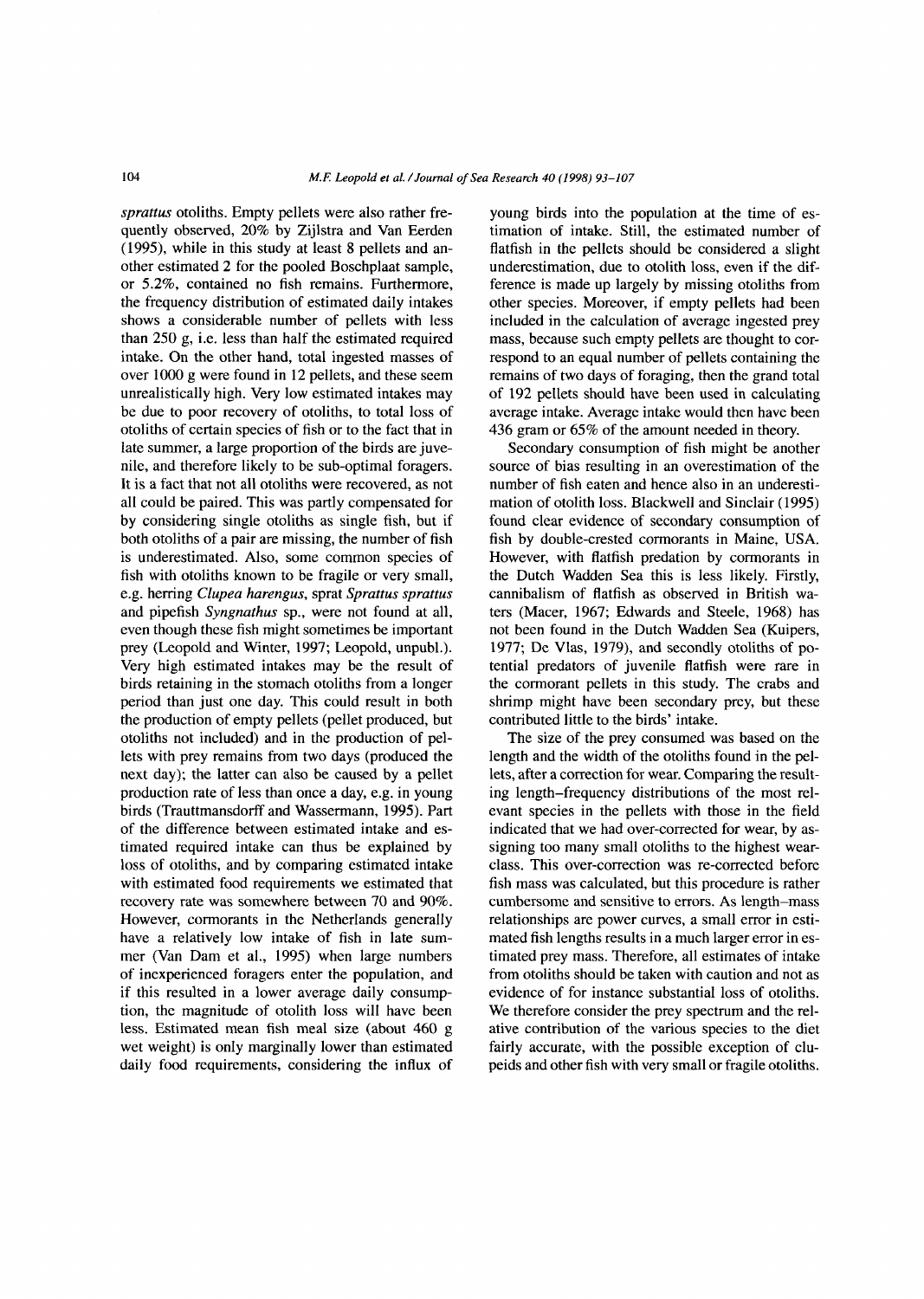*sprattus* otoliths. Empty pellets were also rather frequently observed, 20% by Zijlstra and Van Eerden (1995), while in this study at least 8 pellets and another estimated 2 for the pooled Boschplaat sample, or 5.2%, contained no fish remains. Furthermore, the frequency distribution of estimated daily intakes shows a considerable number of pellets with less than 250 g, i.e. less than half the estimated required intake. On the other hand, total ingested masses of over 1000 g were found in 12 pellets, and these seem unrealistically high. Very low estimated intakes may be due to poor recovery of otoliths, to total loss of otoliths of certain species of fish or to the fact that in late summer, a large proportion of the birds are juvenile, and therefore likely to be sub-optimal foragers. It is a fact that not all otoliths were recovered, as not all could be paired. This was partly compensated for by considering single otoliths as single fish, but if both otoliths of a pair are missing, the number of fish is underestimated. Also, some common species of fish with otoliths known to be fragile or very small, e.g. herring *Clupea harengus*, sprat *Sprattus sprattus* and pipefish *Syngnathus* sp., were not found at all, even though these fish might sometimes be important prey (Leopold and Winter, 1997; Leopold, unpubl.). Very high estimated intakes may be the result of birds retaining in the stomach otoliths from a longer period than just one day. This could result in both the production of empty pellets (pellet produced, but otoliths not included) and in the production of pellets with prey remains from two days (produced the next day); the latter can also be caused by a pellet production rate of less than once a day, e.g. in young birds (Trauttmansdorff and Wassermann, 1995). Part of the difference between estimated intake and estimated required intake can thus be explained by loss of otoliths, and by comparing estimated intake with estimated food requirements we estimated that recovery rate was somewhere between 70 and 90%. However, cormorants in the Netherlands generally have a relatively low intake of fish in late summer (Van Dam et al., 1995) when large numbers of inexperienced foragers enter the population, and if this resulted in a lower average daily consumption, the magnitude of otolith loss will have been less. Estimated mean fish meal size (about 460 g wet weight) is only marginally lower than estimated daily food requirements, considering the influx of young birds into the population at the time of estimation of intake. Still, the estimated number of flatfish in the pellets should be considered a slight underestimation, due to otolith loss, even if the difference is made up largely by missing otoliths from other species. Moreover, if empty pellets had been included in the calculation of average ingested prey mass, because such empty pellets are thought to correspond to an equal number of pellets containing the remains of two days of foraging, then the grand total of 192 pellets should have been used in calculating average intake. Average intake would then have been 436 gram or 65% of the amount needed in theory.

Secondary consumption of fish might be another source of bias resulting in an overestimation of the number of fish eaten and hence also in an underestimation of otolith loss. Blackwell and Sinclair (1995) found clear evidence of secondary consumption of fish by double-crested cormorants in Maine, USA. However, with flatfish predation by cormorants in the Dutch Wadden Sea this is less likely. Firstly, cannibalism of flatfish as observed in British waters (Macer, 1967; Edwards and Steele, 1968) has not been found in the Dutch Wadden Sea (Kuipers, 1977; De Vlas, 1979), and secondly otoliths of potential predators of juvenile flatfish were rare in the cormorant pellets in this study. The crabs and shrimp might have been secondary prey, but these contributed little to the birds' intake.

The size of the prey consumed was based on the length and the width of the otoliths found in the pellets, after a correction for wear. Comparing the resulting length–frequency distributions of the most relevant species in the pellets with those in the field indicated that we had over-corrected for wear, by assigning too many small otoliths to the highest wear-class. This over-correction was re-corrected before fish mass was calculated, but this procedure is rather cumbersome and sensitive to errors. As length–mass relationships are power curves, a small error in estimated fish lengths results in a much larger error in estimated prey mass. Therefore, all estimates of intake from otoliths should be taken with caution and not as evidence of for instance substantial loss of otoliths. We therefore consider the prey spectrum and the relative contribution of the various species to the diet fairly accurate, with the possible exception of clupeids and other fish with very small or fragile otoliths.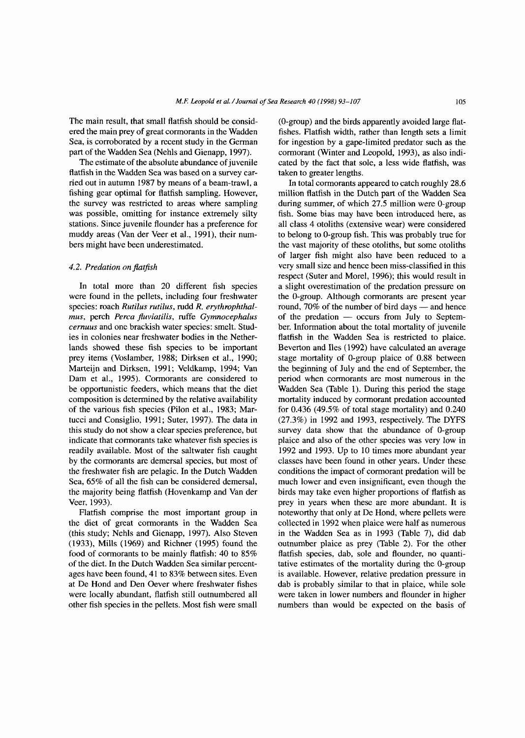The main result, that small flatfish should be considered the main prey of great cormorants in the Wadden Sea, is corroborated by a recent study in the German part of the Wadden Sea (Nehls and Gienapp, 1997).

The estimate of the absolute abundance of juvenile flatfish in the Wadden Sea was based on a survey carried out in autumn 1987 by means of a beam-trawl, a fishing gear optimal for flatfish sampling. However, the survey was restricted to areas where sampling was possible, omitting for instance extremely silty stations. Since juvenile flounder has a preference for muddy areas (Van der Veer et al., 1991), their numbers might have been underestimated.

### 4.2. Predation on flatfish

In total more than 20 different fish species were found in the pellets, including four freshwater species: roach *Rutilus rutilus*, rudd *R. erythrophthalmus*, perch *Perca fluviatilis*, ruffe *Gymnocephalus cernuus* and one brackish water species: smelt. Studies in colonies near freshwater bodies in the Netherlands showed these fish species to be important prey items (Voslamber, 1988; Dirksen et al., 1990; Marteijn and Dirksen, 1991; Veldkamp, 1994; Van Dam et al., 1995). Cormorants are considered to be opportunistic feeders, which means that the diet composition is determined by the relative availability of the various fish species (Pilon et al., 1983; Martucci and Consiglio, 1991; Suter, 1997). The data in this study do not show a clear species preference, but indicate that cormorants take whatever fish species is readily available. Most of the saltwater fish caught by the cormorants are demersal species, but most of the freshwater fish are pelagic. In the Dutch Wadden Sea, 65% of all the fish can be considered demersal, the majority being flatfish (Hovenkamp and Van der Veer, 1993).

Flatfish comprise the most important group in the diet of great cormorants in the Wadden Sea (this study; Nehls and Gienapp, 1997). Also Steven (1933), Mills (1969) and Richner (1995) found the food of cormorants to be mainly flatfish: 40 to 85% of the diet. In the Dutch Wadden Sea similar percentages have been found, 41 to 83% between sites. Even at De Hond and Den Oever where freshwater fishes were locally abundant, flatfish still outnumbered all other fish species in the pellets. Most fish were small (0-group) and the birds apparently avoided large flatfishes. Flatfish width, rather than length sets a limit for ingestion by a gape-limited predator such as the cormorant (Winter and Leopold, 1993), as also indicated by the fact that sole, a less wide flatfish, was taken to greater lengths.

In total cormorants appeared to catch roughly 28.6 million flatfish in the Dutch part of the Wadden Sea during summer, of which 27.5 million were 0-group fish. Some bias may have been introduced here, as all class 4 otoliths (extensive wear) were considered to belong to 0-group fish. This was probably true for the vast majority of these otoliths, but some otoliths of larger fish might also have been reduced to a very small size and hence been miss-classified in this respect (Suter and Morel, 1996); this would result in a slight overestimation of the predation pressure on the 0-group. Although cormorants are present year round, 70% of the number of bird days — and hence of the predation — occurs from July to September. Information about the total mortality of juvenile flatfish in the Wadden Sea is restricted to plaice. Beverton and Iles (1992) have calculated an average stage mortality of 0-group plaice of 0.88 between the beginning of July and the end of September, the period when cormorants are most numerous in the Wadden Sea (Table 1). During this period the stage mortality induced by cormorant predation accounted for 0.436 (49.5% of total stage mortality) and 0.240 (27.3%) in 1992 and 1993, respectively. The DYFS survey data show that the abundance of 0-group plaice and also of the other species was very low in 1992 and 1993. Up to 10 times more abundant year classes have been found in other years. Under these conditions the impact of cormorant predation will be much lower and even insignificant, even though the birds may take even higher proportions of flatfish as prey in years when these are more abundant. It is noteworthy that only at De Hond, where pellets were collected in 1992 when plaice were half as numerous in the Wadden Sea as in 1993 (Table 7), did dab outnumber plaice as prey (Table 2). For the other flatfish species, dab, sole and flounder, no quantitative estimates of the mortality during the 0-group is available. However, relative predation pressure in dab is probably similar to that in plaice, while sole were taken in lower numbers and flounder in higher numbers than would be expected on the basis of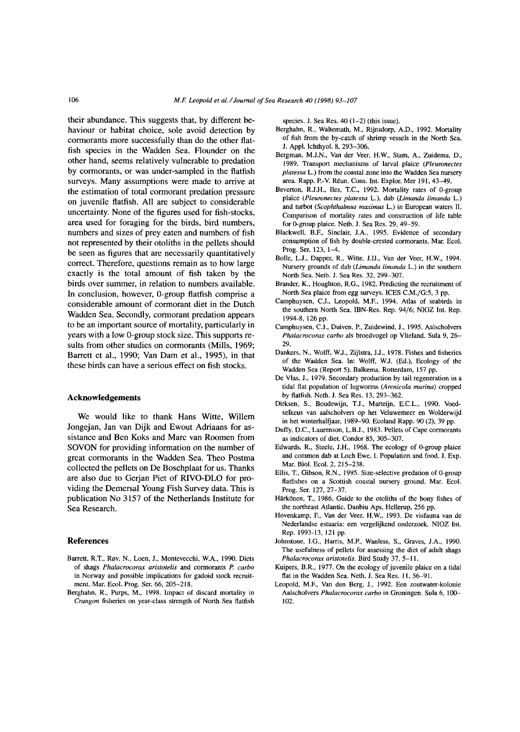their abundance. This suggests that, by different behaviour or habitat choice, sole avoid detection by cormorants more successfully than do the other flatfish species in the Wadden Sea. Flounder on the other hand, seems relatively vulnerable to predation by cormorants, or was under-sampled in the flatfish surveys. Many assumptions were made to arrive at the estimation of total cormorant predation pressure on juvenile flatfish. All are subject to considerable uncertainty. None of the figures used for fish-stocks, area used for foraging for the birds, bird numbers, numbers and sizes of prey eaten and numbers of fish not represented by their otoliths in the pellets should be seen as figures that are necessarily quantitatively correct. Therefore, questions remain as to how large exactly is the total amount of fish taken by the birds over summer, in relation to numbers available. In conclusion, however, 0-group flatfish comprise a considerable amount of cormorant diet in the Dutch Wadden Sea. Secondly, cormorant predation appears to be an important source of mortality, particularly in years with a low 0-group stock size. This supports results from other studies on cormorants (Mills, 1969; Barrett et al., 1990; Van Dam et al., 1995), in that these birds can have a serious effect on fish stocks.

## Acknowledgements

We would like to thank Hans Witte, Willem Jongejan, Jan van Dijk and Ewout Adriaans for assistance and Ben Koks and Marc van Roomen from SOVON for providing information on the number of great cormorants in the Wadden Sea. Theo Postma collected the pellets on De Boschplaat for us. Thanks are also due to Gerjan Piet of RIVO-DLO for providing the Demersal Young Fish Survey data. This is publication No 3157 of the Netherlands Institute for Sea Research.

## References

Barrett, R.T., Røv, N., Loen, J., Montevecchi, W.A., 1990. Diets of shags *Phalacrocorax aristotelis* and cormorants *P. carbo* in Norway and possible implications for gadoid stock recruitment. Mar. Ecol. Prog. Ser. 66, 205–218.

Berghahn, R., Purps, M., 1998. Impact of discard mortality in *Crangon* fisheries on year-class strength of North Sea flatfish species. J. Sea Res. 40 (1–2) (this issue).

Berghahn, R., Waltemath, M., Rijnsdorp, A.D., 1992. Mortality of fish from the by-catch of shrimp vessels in the North Sea. J. Appl. Ichthyol. 8, 293–306.

Bergman, M.J.N., Van der Veer, H.W., Stam, A., Zuidema, D., 1989. Transport mechanisms of larval plaice (*Pleuronectes platessa* L.) from the coastal zone into the Wadden Sea nursery area. Rapp. P.-V. Réun. Cons. Int. Explor. Mer 191, 43–49.

Beverton, R.J.H., Iles, T.C., 1992. Mortality rates of 0-group plaice (*Pleuronectes platessa* L.), dab (*Limanda limanda* L.) and turbot (*Scophthalmus maximus* L.) in European waters II. Comparison of mortality rates and construction of life table for 0-group plaice. Neth. J. Sea Res. 29, 49–59.

Blackwell, B.F., Sinclair, J.A., 1995. Evidence of secondary consumption of fish by double-crested cormorants. Mar. Ecol. Prog. Ser. 123, 1–4.

Bolle, L.J., Dapper, R., Witte, J.IJ., Van der Veer, H.W., 1994. Nursery grounds of dab (*Limanda limanda* L.) in the southern North Sea. Neth. J. Sea Res. 32, 299–307.

Brander, K., Houghton, R.G., 1982. Predicting the recruitment of North Sea plaice from egg surveys. ICES C.M./G:5, 3 pp.

Camphuysen, C.J., Leopold, M.F., 1994. Atlas of seabirds in the southern North Sea. IBN-Res. Rep. 94/6; NIOZ Int. Rep. 1994-8, 126 pp.

Camphuysen, C.J., Duiven, P., Zuidewind, J., 1995. Aalscholvers *Phalacrocorax carbo* als broedvogel op Vlieland. Sula 9, 26–29.

Dankers, N., Wolff, W.J., Zijlstra, J.J., 1978. Fishes and fisheries of the Wadden Sea. In: Wolff, W.J. (Ed.), Ecology of the Wadden Sea (Report 5). Balkema, Rotterdam, 157 pp.

De Vlas, J., 1979. Secondary production by tail regeneration in a tidal flat population of lugworms (*Arenicola marina*) cropped by flatfish. Neth. J. Sea Res. 13, 293–362.

Dirksen, S., Boudewijn, T.J., Marteijn, E.C.L., 1990. Voedselkeus van aalscholvers op het Veluwemeer en Wolderwijd in het winterhalfjaar, 1989–90. Ecoland Rapp. 90 (2), 39 pp.

Duffy, D.C., Laurenson, L.B.J., 1983. Pellets of Cape cormorants as indicators of diet. Condor 85, 305–307.

Edwards, R., Steele, J.H., 1968. The ecology of 0-group plaice and common dab at Loch Ewe. I. Population and food. J. Exp. Mar. Biol. Ecol. 2, 215–238.

Ellis, T., Gibson, R.N., 1995. Size-selective predation of 0-group flatfishes on a Scottish coastal nursery ground. Mar. Ecol. Prog. Ser. 127, 27–37.

Härkönen, T., 1986. Guide to the otoliths of the bony fishes of the northeast Atlantic. Danbiu Aps, Hellerup, 256 pp.

Hovenkamp, F., Van der Veer, H.W., 1993. De visfauna van de Nederlandse estuaria: een vergelijkend onderzoek. NIOZ Int. Rep. 1993-13, 121 pp.

Johnstone, I.G., Harris, M.P., Wanless, S., Graves, J.A., 1990. The usefulness of pellets for assessing the diet of adult shags *Phalacrocorax aristotelis*. Bird Study 37, 5–11.

Kuipers, B.R., 1977. On the ecology of juvenile plaice on a tidal flat in the Wadden Sea. Neth. J. Sea Res. 11, 56–91.

Leopold, M.F., Van den Berg, J., 1992. Een zoutwater-kolonie Aalscholvers *Phalacrocorax carbo* in Groningen. Sula 6, 100–102.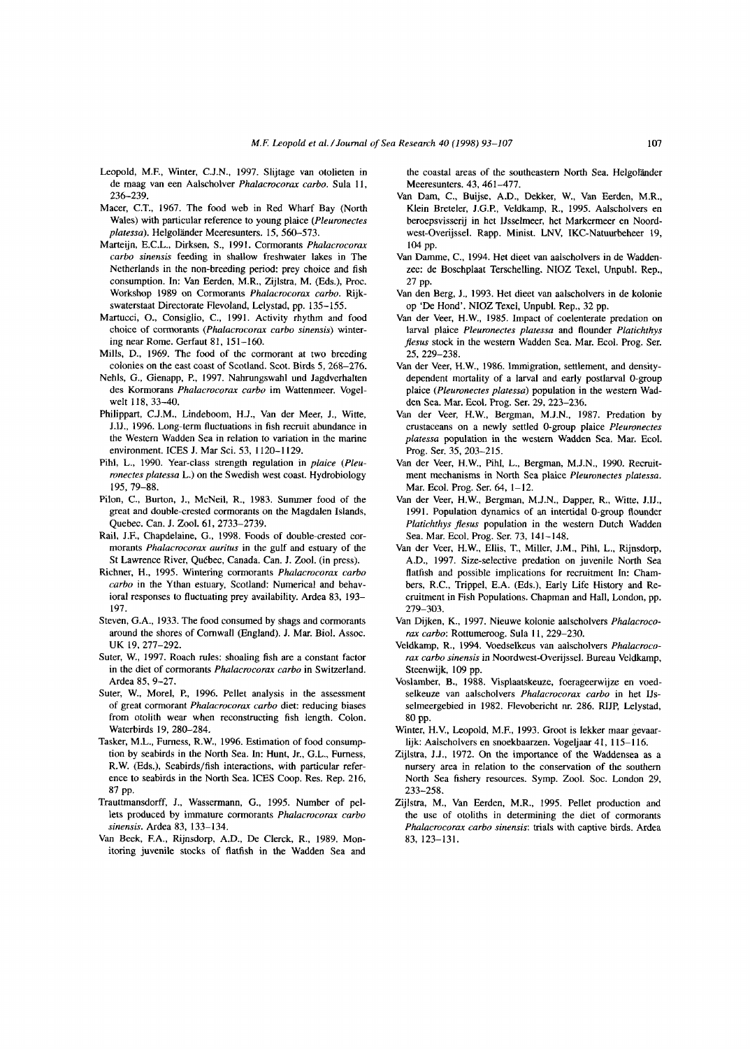Leopold, M.F., Winter, C.J.N., 1997. Slijtage van otolieten in de maag van een Aalscholver *Phalacrocorax carbo*. Sula 11, 236–239.

Macer, C.T., 1967. The food web in Red Wharf Bay (North Wales) with particular reference to young plaice (*Pleuronectes platessa*). Helgoländer Meeresunters. 15, 560–573.

Marteijn, E.C.L., Dirksen, S., 1991. Cormorants *Phalacrocorax carbo sinensis* feeding in shallow freshwater lakes in The Netherlands in the non-breeding period: prey choice and fish consumption. In: Van Eerden, M.R., Zijlstra, M. (Eds.), Proc. Workshop 1989 on Cormorants *Phalacrocorax carbo*. Rijkswaterstaat Directorate Flevoland, Lelystad, pp. 135–155.

Martucci, O., Consiglio, C., 1991. Activity rhythm and food choice of cormorants (*Phalacrocorax carbo sinensis*) wintering near Rome. Gerfaut 81, 151–160.

Mills, D., 1969. The food of the cormorant at two breeding colonies on the east coast of Scotland. Scot. Birds 5, 268–276.

Nehls, G., Gienapp, P., 1997. Nahrungswahl und Jagdverhalten des Kormorans *Phalacrocorax carbo* im Wattenmeer. Vogelwelt 118, 33–40.

Philippart, C.J.M., Lindeboom, H.J., Van der Meer, J., Witte, J.IJ., 1996. Long-term fluctuations in fish recruit abundance in the Western Wadden Sea in relation to variation in the marine environment. ICES J. Mar Sci. 53, 1120–1129.

Pihl, L., 1990. Year-class strength regulation in *plaice* (*Pleuronectes platessa* L.) on the Swedish west coast. Hydrobiology 195, 79–88.

Pilon, C., Burton, J., McNeil, R., 1983. Summer food of the great and double-crested cormorants on the Magdalen Islands, Quebec. Can. J. Zool. 61, 2733–2739.

Rail, J.F., Chapdelaine, G., 1998. Foods of double-crested cormorants *Phalacrocorax auritus* in the gulf and estuary of the St Lawrence River, Québec, Canada. Can. J. Zool. (in press).

Richner, H., 1995. Wintering cormorants *Phalacrocorax carbo carbo* in the Ythan estuary, Scotland: Numerical and behavioral responses to fluctuating prey availability. Ardea 83, 193–197.

Steven, G.A., 1933. The food consumed by shags and cormorants around the shores of Cornwall (England). J. Mar. Biol. Assoc. UK 19, 277–292.

Suter, W., 1997. Roach rules: shoaling fish are a constant factor in the diet of cormorants *Phalacrocorax carbo* in Switzerland. Ardea 85, 9–27.

Suter, W., Morel, P., 1996. Pellet analysis in the assessment of great cormorant *Phalacrocorax carbo* diet: reducing biases from otolith wear when reconstructing fish length. Colon. Waterbirds 19, 280–284.

Tasker, M.L., Furness, R.W., 1996. Estimation of food consumption by seabirds in the North Sea. In: Hunt, Jr., G.L., Furness, R.W. (Eds.), Seabirds/fish interactions, with particular reference to seabirds in the North Sea. ICES Coop. Res. Rep. 216, 87 pp.

Trauttmansdorff, J., Wassermann, G., 1995. Number of pellets produced by immature cormorants *Phalacrocorax carbo sinensis*. Ardea 83, 133–134.

Van Beek, F.A., Rijnsdorp, A.D., De Clerck, R., 1989. Monitoring juvenile stocks of flatfish in the Wadden Sea and the coastal areas of the southeastern North Sea. Helgoländer Meeresunters. 43, 461–477.

Van Dam, C., Buijse, A.D., Dekker, W., Van Eerden, M.R., Klein Breteler, J.G.P., Veldkamp, R., 1995. Aalscholvers en beroepsvisserij in het IJsselmeer, het Markermeer en Noordwest-Overijssel. Rapp. Minist. LNV, IKC-Natuurbeheer 19, 104 pp.

Van Damme, C., 1994. Het dieet van aalscholvers in de Waddenzee: de Boschplaat Terschelling. NIOZ Texel, Unpubl. Rep., 27 pp.

Van den Berg, J., 1993. Het dieet van aalscholvers in de kolonie op 'De Hond'. NIOZ Texel, Unpubl. Rep., 32 pp.

Van der Veer, H.W., 1985. Impact of coelenterate predation on larval plaice *Pleuronectes platessa* and flounder *Platichthys flesus* stock in the western Wadden Sea. Mar. Ecol. Prog. Ser. 25, 229–238.

Van der Veer, H.W., 1986. Immigration, settlement, and density-dependent mortality of a larval and early postlarval 0-group plaice (*Pleuronectes platessa*) population in the western Wadden Sea. Mar. Ecol. Prog. Ser. 29, 223–236.

Van der Veer, H.W., Bergman, M.J.N., 1987. Predation by crustaceans on a newly settled 0-group plaice *Pleuronectes platessa* population in the western Wadden Sea. Mar. Ecol. Prog. Ser. 35, 203–215.

Van der Veer, H.W., Pihl, L., Bergman, M.J.N., 1990. Recruitment mechanisms in North Sea plaice *Pleuronectes platessa*. Mar. Ecol. Prog. Ser. 64, 1–12.

Van der Veer, H.W., Bergman, M.J.N., Dapper, R., Witte, J.IJ., 1991. Population dynamics of an intertidal 0-group flounder *Platichthys flesus* population in the western Dutch Wadden Sea. Mar. Ecol. Prog. Ser. 73, 141–148.

Van der Veer, H.W., Ellis, T., Miller, J.M., Pihl, L., Rijnsdorp, A.D., 1997. Size-selective predation on juvenile North Sea flatfish and possible implications for recruitment In: Chambers, R.C., Trippel, E.A. (Eds.), Early Life History and Recruitment in Fish Populations. Chapman and Hall, London, pp. 279–303.

Van Dijken, K., 1997. Nieuwe kolonie aalscholvers *Phalacrocorax carbo*: Rottumeroog. Sula 11, 229–230.

Veldkamp, R., 1994. Voedselkeus van aalscholvers *Phalacrocorax carbo sinensis* in Noordwest-Overijssel. Bureau Veldkamp, Steenwijk, 109 pp.

Voslamber, B., 1988. Visplaatskeuze, foerageerwijze en voedselkeuze van aalscholvers *Phalacrocorax carbo* in het IJsselmeergebied in 1982. Flevobericht nr. 286. RIJP, Lelystad, 80 pp.

Winter, H.V., Leopold, M.F., 1993. Groot is lekker maar gevaarlijk: Aalscholvers en snoekbaarzen. Vogeljaar 41, 115–116.

Zijlstra, J.J., 1972. On the importance of the Waddensea as a nursery area in relation to the conservation of the southern North Sea fishery resources. Symp. Zool. Soc. London 29, 233–258.

Zijlstra, M., Van Eerden, M.R., 1995. Pellet production and the use of otoliths in determining the diet of cormorants *Phalacrocorax carbo sinensis*: trials with captive birds. Ardea 83, 123–131.